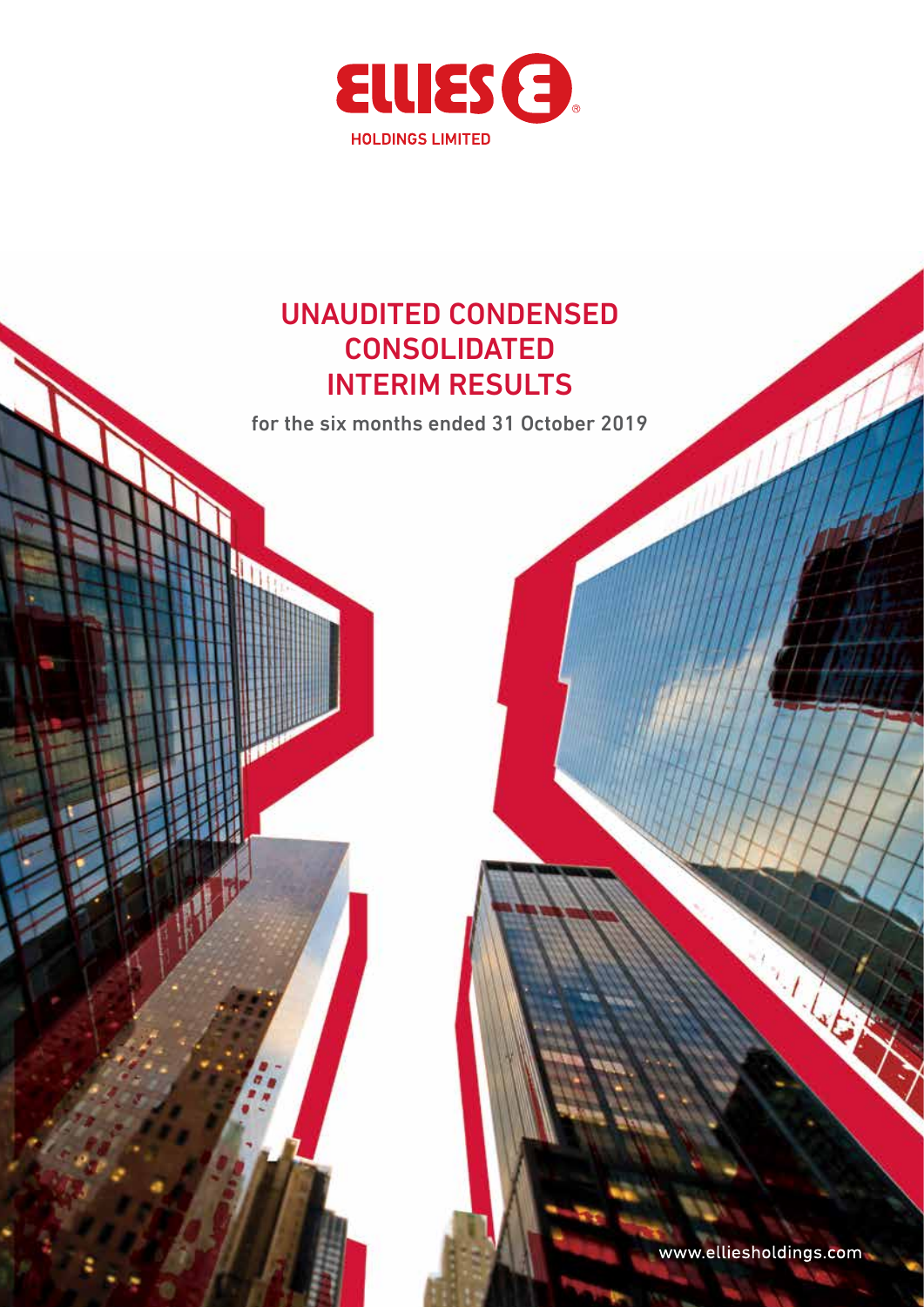ELLIES

HOLDINGS LIMITED

# UNAUDITED CONDENSED CONSOLIDATED INTERIM RESULTS

for the six months ended 31 October 2019

www.elliesholdings.com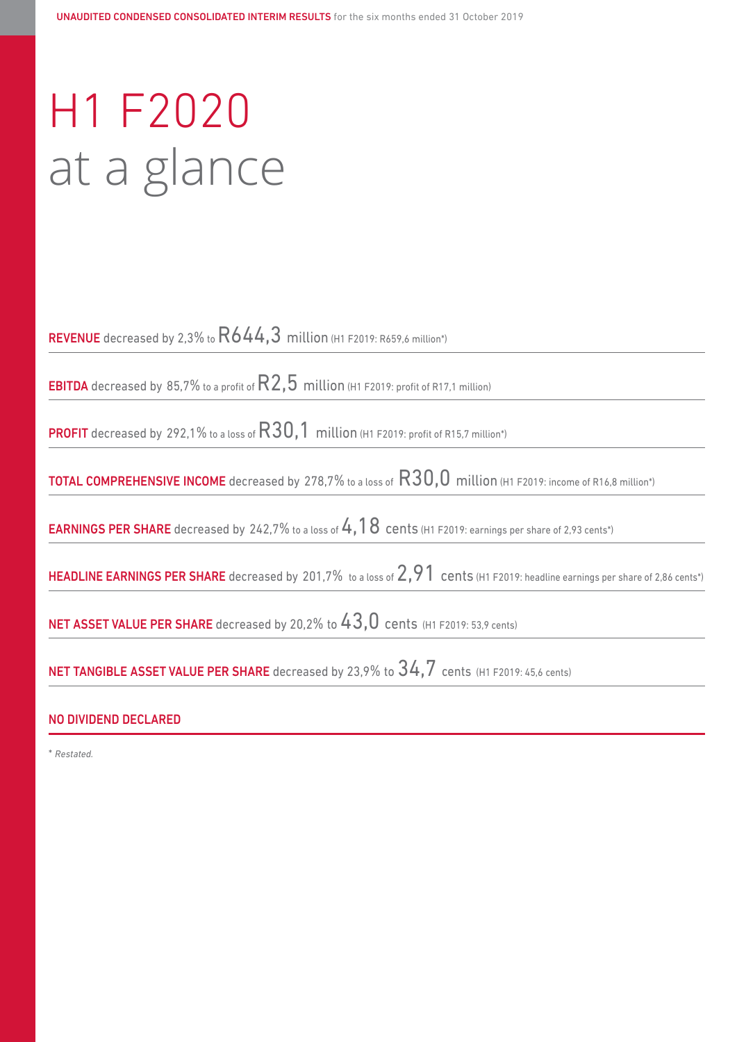# H1 F2020 at a glance

**REVENUE** decreased by 2,3% to R644,3 million (H1 F2019: R659,6 million*)

**EBITDA** decreased by 85,7% to a profit of R2,5 million (H1 F2019: profit of R17,1 million)

**PROFIT** decreased by 292,1% to a loss of R30,1 million (H1 F2019: profit of R15,7 million*)

**TOTAL COMPREHENSIVE INCOME** decreased by 278,7% to a loss of R30,0 million (H1 F2019: income of R16,8 million*)

**EARNINGS PER SHARE** decreased by 242,7% to a loss of 4,18 cents (H1 F2019: earnings per share of 2,93 cents*)

**HEADLINE EARNINGS PER SHARE** decreased by 201,7% to a loss of 2,91 cents (H1 F2019: headline earnings per share of 2,86 cents*)

**NET ASSET VALUE PER SHARE** decreased by 20,2% to 43,0 cents (H1 F2019: 53,9 cents)

**NET TANGIBLE ASSET VALUE PER SHARE** decreased by 23,9% to 34,7 cents (H1 F2019: 45,6 cents)

**NO DIVIDEND DECLARED**

*\* Restated.*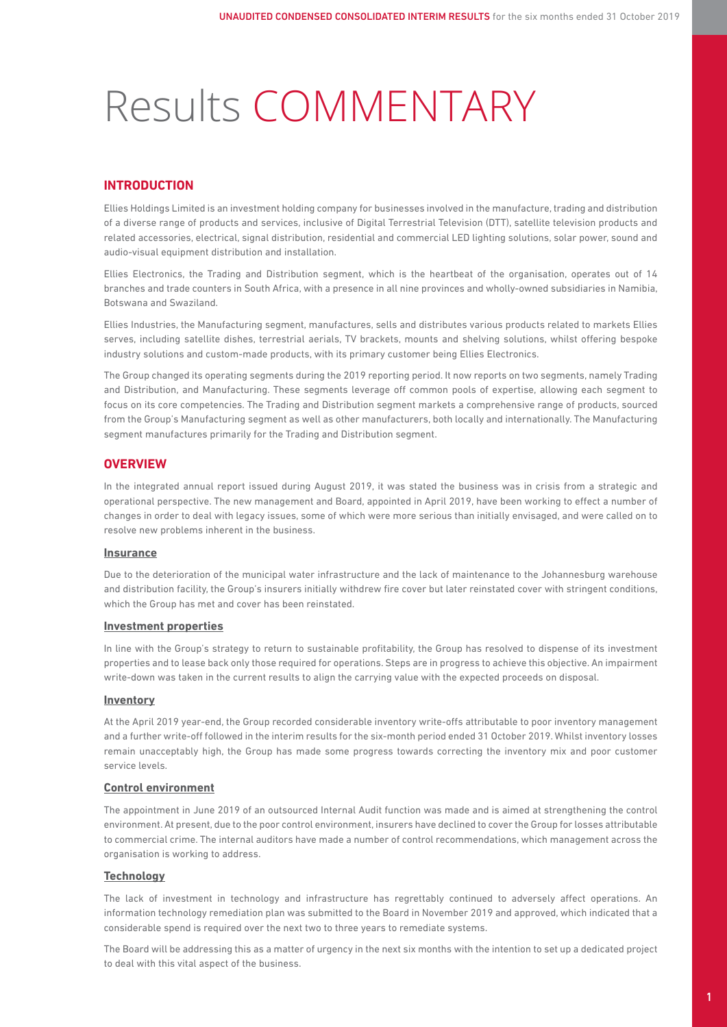# Results COMMENTARY

## INTRODUCTION

Ellies Holdings Limited is an investment holding company for businesses involved in the manufacture, trading and distribution of a diverse range of products and services, inclusive of Digital Terrestrial Television (DTT), satellite television products and related accessories, electrical, signal distribution, residential and commercial LED lighting solutions, solar power, sound and audio-visual equipment distribution and installation.

Ellies Electronics, the Trading and Distribution segment, which is the heartbeat of the organisation, operates out of 14 branches and trade counters in South Africa, with a presence in all nine provinces and wholly-owned subsidiaries in Namibia, Botswana and Swaziland.

Ellies Industries, the Manufacturing segment, manufactures, sells and distributes various products related to markets Ellies serves, including satellite dishes, terrestrial aerials, TV brackets, mounts and shelving solutions, whilst offering bespoke industry solutions and custom-made products, with its primary customer being Ellies Electronics.

The Group changed its operating segments during the 2019 reporting period. It now reports on two segments, namely Trading and Distribution, and Manufacturing. These segments leverage off common pools of expertise, allowing each segment to focus on its core competencies. The Trading and Distribution segment markets a comprehensive range of products, sourced from the Group's Manufacturing segment as well as other manufacturers, both locally and internationally. The Manufacturing segment manufactures primarily for the Trading and Distribution segment.

## OVERVIEW

In the integrated annual report issued during August 2019, it was stated the business was in crisis from a strategic and operational perspective. The new management and Board, appointed in April 2019, have been working to effect a number of changes in order to deal with legacy issues, some of which were more serious than initially envisaged, and were called on to resolve new problems inherent in the business.

### Insurance

Due to the deterioration of the municipal water infrastructure and the lack of maintenance to the Johannesburg warehouse and distribution facility, the Group's insurers initially withdrew fire cover but later reinstated cover with stringent conditions, which the Group has met and cover has been reinstated.

### Investment properties

In line with the Group's strategy to return to sustainable profitability, the Group has resolved to dispense of its investment properties and to lease back only those required for operations. Steps are in progress to achieve this objective. An impairment write-down was taken in the current results to align the carrying value with the expected proceeds on disposal.

### Inventory

At the April 2019 year-end, the Group recorded considerable inventory write-offs attributable to poor inventory management and a further write-off followed in the interim results for the six-month period ended 31 October 2019. Whilst inventory losses remain unacceptably high, the Group has made some progress towards correcting the inventory mix and poor customer service levels.

### Control environment

The appointment in June 2019 of an outsourced Internal Audit function was made and is aimed at strengthening the control environment. At present, due to the poor control environment, insurers have declined to cover the Group for losses attributable to commercial crime. The internal auditors have made a number of control recommendations, which management across the organisation is working to address.

### Technology

The lack of investment in technology and infrastructure has regrettably continued to adversely affect operations. An information technology remediation plan was submitted to the Board in November 2019 and approved, which indicated that a considerable spend is required over the next two to three years to remediate systems.

The Board will be addressing this as a matter of urgency in the next six months with the intention to set up a dedicated project to deal with this vital aspect of the business.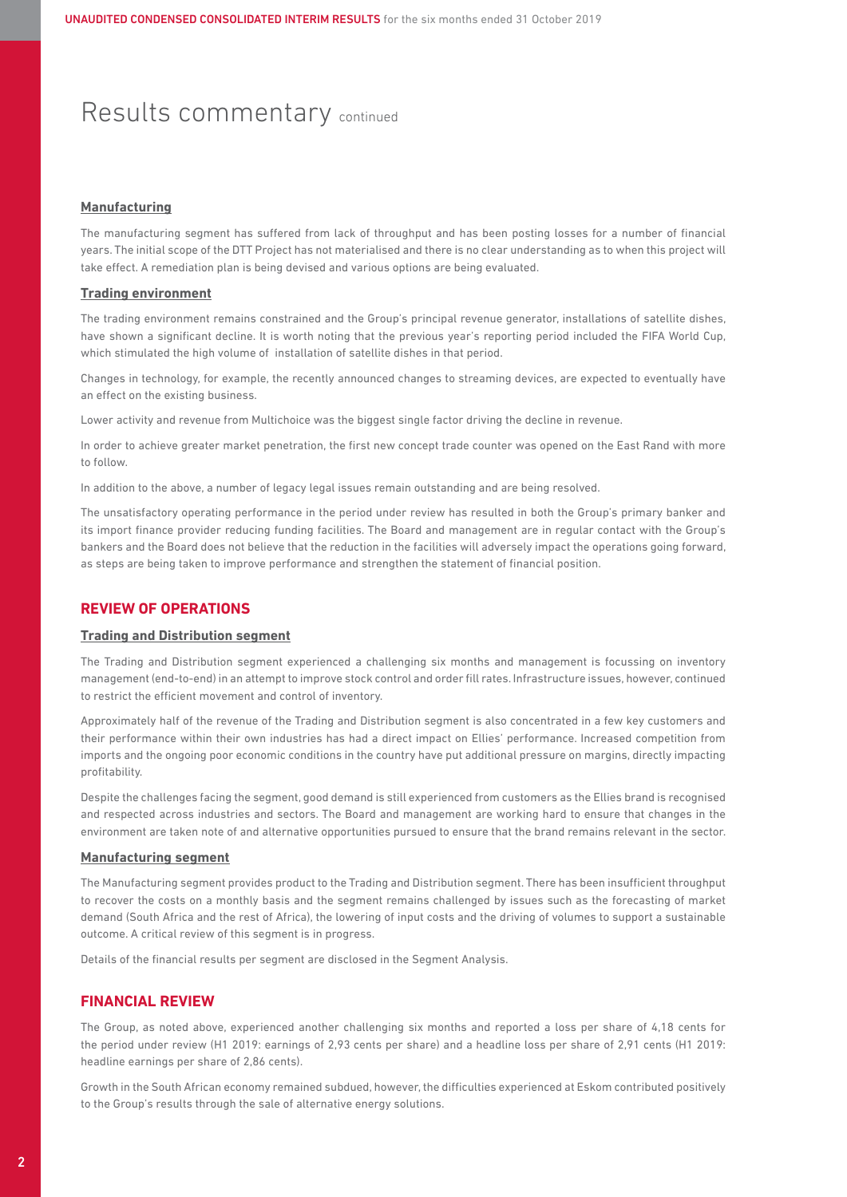# Results commentary continued

### Manufacturing

The manufacturing segment has suffered from lack of throughput and has been posting losses for a number of financial years. The initial scope of the DTT Project has not materialised and there is no clear understanding as to when this project will take effect. A remediation plan is being devised and various options are being evaluated.

### Trading environment

The trading environment remains constrained and the Group's principal revenue generator, installations of satellite dishes, have shown a significant decline. It is worth noting that the previous year's reporting period included the FIFA World Cup, which stimulated the high volume of installation of satellite dishes in that period.

Changes in technology, for example, the recently announced changes to streaming devices, are expected to eventually have an effect on the existing business.

Lower activity and revenue from Multichoice was the biggest single factor driving the decline in revenue.

In order to achieve greater market penetration, the first new concept trade counter was opened on the East Rand with more to follow.

In addition to the above, a number of legacy legal issues remain outstanding and are being resolved.

The unsatisfactory operating performance in the period under review has resulted in both the Group's primary banker and its import finance provider reducing funding facilities. The Board and management are in regular contact with the Group's bankers and the Board does not believe that the reduction in the facilities will adversely impact the operations going forward, as steps are being taken to improve performance and strengthen the statement of financial position.

## REVIEW OF OPERATIONS

### Trading and Distribution segment

The Trading and Distribution segment experienced a challenging six months and management is focussing on inventory management (end-to-end) in an attempt to improve stock control and order fill rates. Infrastructure issues, however, continued to restrict the efficient movement and control of inventory.

Approximately half of the revenue of the Trading and Distribution segment is also concentrated in a few key customers and their performance within their own industries has had a direct impact on Ellies' performance. Increased competition from imports and the ongoing poor economic conditions in the country have put additional pressure on margins, directly impacting profitability.

Despite the challenges facing the segment, good demand is still experienced from customers as the Ellies brand is recognised and respected across industries and sectors. The Board and management are working hard to ensure that changes in the environment are taken note of and alternative opportunities pursued to ensure that the brand remains relevant in the sector.

### Manufacturing segment

The Manufacturing segment provides product to the Trading and Distribution segment. There has been insufficient throughput to recover the costs on a monthly basis and the segment remains challenged by issues such as the forecasting of market demand (South Africa and the rest of Africa), the lowering of input costs and the driving of volumes to support a sustainable outcome. A critical review of this segment is in progress.

Details of the financial results per segment are disclosed in the Segment Analysis.

## FINANCIAL REVIEW

The Group, as noted above, experienced another challenging six months and reported a loss per share of 4,18 cents for the period under review (H1 2019: earnings of 2,93 cents per share) and a headline loss per share of 2,91 cents (H1 2019: headline earnings per share of 2,86 cents).

Growth in the South African economy remained subdued, however, the difficulties experienced at Eskom contributed positively to the Group's results through the sale of alternative energy solutions.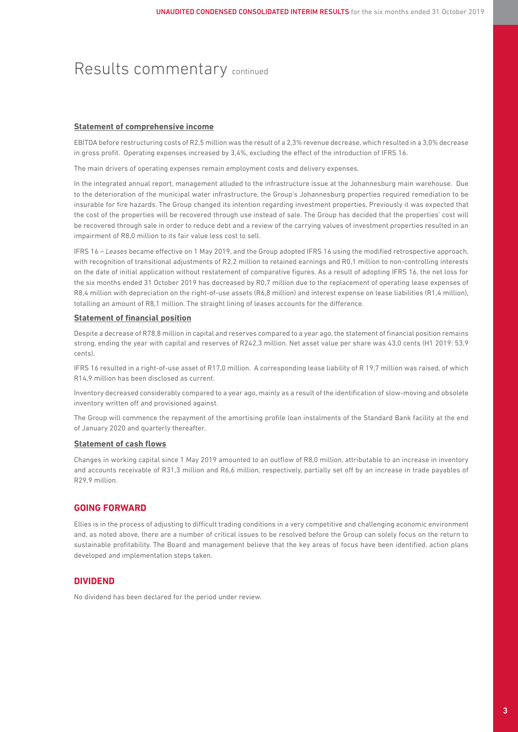# Results commentary continued

### Statement of comprehensive income

EBITDA before restructuring costs of R2,5 million was the result of a 2,3% revenue decrease, which resulted in a 3,0% decrease in gross profit. Operating expenses increased by 3,4%, excluding the effect of the introduction of IFRS 16.

The main drivers of operating expenses remain employment costs and delivery expenses.

In the integrated annual report, management alluded to the infrastructure issue at the Johannesburg main warehouse. Due to the deterioration of the municipal water infrastructure, the Group's Johannesburg properties required remediation to be insurable for fire hazards. The Group changed its intention regarding investment properties. Previously it was expected that the cost of the properties will be recovered through use instead of sale. The Group has decided that the properties' cost will be recovered through sale in order to reduce debt and a review of the carrying values of investment properties resulted in an impairment of R8,0 million to its fair value less cost to sell.

IFRS 16 – *Leases* became effective on 1 May 2019, and the Group adopted IFRS 16 using the modified retrospective approach, with recognition of transitional adjustments of R2,2 million to retained earnings and R0,1 million to non-controlling interests on the date of initial application without restatement of comparative figures. As a result of adopting IFRS 16, the net loss for the six months ended 31 October 2019 has decreased by R0,7 million due to the replacement of operating lease expenses of R8,4 million with depreciation on the right-of-use assets (R6,8 million) and interest expense on lease liabilities (R1,4 million), totalling an amount of R8,1 million. The straight lining of leases accounts for the difference.

### Statement of financial position

Despite a decrease of R78,8 million in capital and reserves compared to a year ago, the statement of financial position remains strong, ending the year with capital and reserves of R242,3 million. Net asset value per share was 43,0 cents (H1 2019: 53,9 cents).

IFRS 16 resulted in a right-of-use asset of R17,0 million. A corresponding lease liability of R 19,7 million was raised, of which R14,9 million has been disclosed as current.

Inventory decreased considerably compared to a year ago, mainly as a result of the identification of slow-moving and obsolete inventory written off and provisioned against.

The Group will commence the repayment of the amortising profile loan instalments of the Standard Bank facility at the end of January 2020 and quarterly thereafter.

### Statement of cash flows

Changes in working capital since 1 May 2019 amounted to an outflow of R8,0 million, attributable to an increase in inventory and accounts receivable of R31,3 million and R6,6 million, respectively, partially set off by an increase in trade payables of R29,9 million.

## GOING FORWARD

Ellies is in the process of adjusting to difficult trading conditions in a very competitive and challenging economic environment and, as noted above, there are a number of critical issues to be resolved before the Group can solely focus on the return to sustainable profitability. The Board and management believe that the key areas of focus have been identified, action plans developed and implementation steps taken.

## DIVIDEND

No dividend has been declared for the period under review.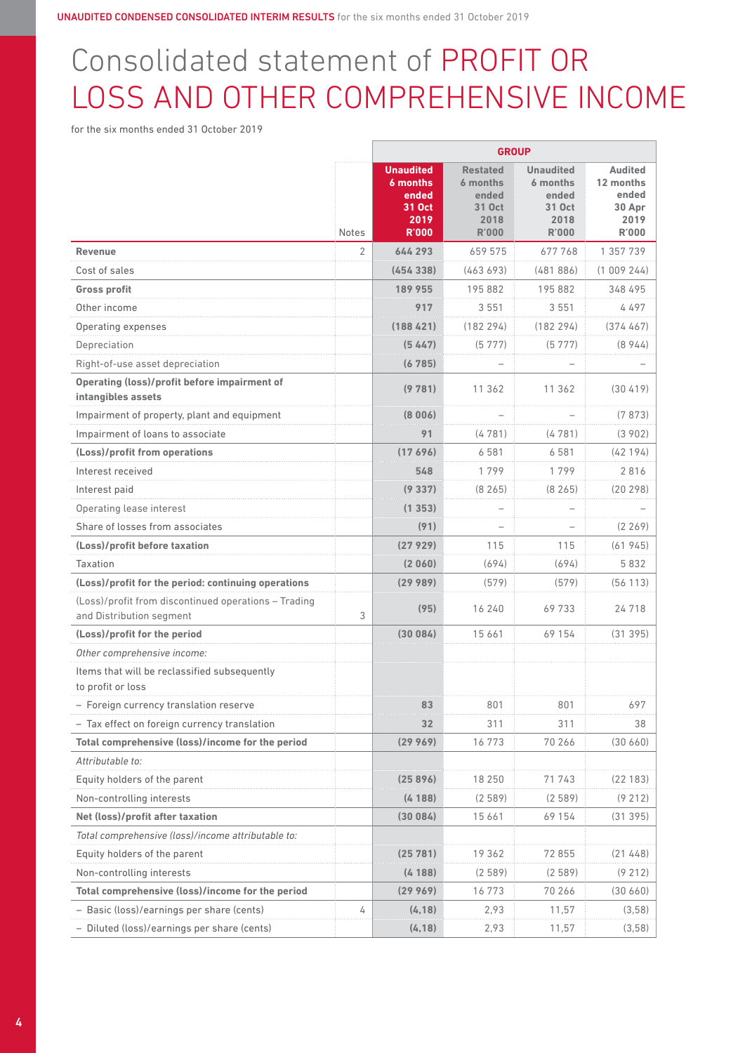# Consolidated statement of PROFIT OR LOSS AND OTHER COMPREHENSIVE INCOME

for the six months ended 31 October 2019

| | Notes | GROUP | | | |
|---|---|---|---|---|---|
| | | **Unaudited 6 months ended 31 Oct 2019 R'000** | Restated 6 months ended 31 Oct 2018 R'000 | Unaudited 6 months ended 31 Oct 2018 R'000 | Audited 12 months ended 30 Apr 2019 R'000 |
| **Revenue** | 2 | **644 293** | 659 575 | 677 768 | 1 357 739 |
| Cost of sales | | **(454 338)** | (463 693) | (481 886) | (1 009 244) |
| **Gross profit** | | **189 955** | 195 882 | 195 882 | 348 495 |
| Other income | | **917** | 3 551 | 3 551 | 4 497 |
| Operating expenses | | **(188 421)** | (182 294) | (182 294) | (374 467) |
| Depreciation | | **(5 447)** | (5 777) | (5 777) | (8 944) |
| Right-of-use asset depreciation | | **(6 785)** | – | – | – |
| **Operating (loss)/profit before impairment of intangibles assets** | | **(9 781)** | 11 362 | 11 362 | (30 419) |
| Impairment of property, plant and equipment | | **(8 006)** | – | – | (7 873) |
| Impairment of loans to associate | | **91** | (4 781) | (4 781) | (3 902) |
| **(Loss)/profit from operations** | | **(17 696)** | 6 581 | 6 581 | (42 194) |
| Interest received | | **548** | 1 799 | 1 799 | 2 816 |
| Interest paid | | **(9 337)** | (8 265) | (8 265) | (20 298) |
| Operating lease interest | | **(1 353)** | – | – | – |
| Share of losses from associates | | **(91)** | – | – | (2 269) |
| **(Loss)/profit before taxation** | | **(27 929)** | 115 | 115 | (61 945) |
| Taxation | | **(2 060)** | (694) | (694) | 5 832 |
| **(Loss)/profit for the period: continuing operations** | | **(29 989)** | (579) | (579) | (56 113) |
| (Loss)/profit from discontinued operations – Trading and Distribution segment | 3 | **(95)** | 16 240 | 69 733 | 24 718 |
| **(Loss)/profit for the period** | | **(30 084)** | 15 661 | 69 154 | (31 395) |
| *Other comprehensive income:* | | | | | |
| Items that will be reclassified subsequently to profit or loss | | | | | |
| – Foreign currency translation reserve | | **83** | 801 | 801 | 697 |
| – Tax effect on foreign currency translation | | **32** | 311 | 311 | 38 |
| **Total comprehensive (loss)/income for the period** | | **(29 969)** | 16 773 | 70 266 | (30 660) |
| *Attributable to:* | | | | | |
| Equity holders of the parent | | **(25 896)** | 18 250 | 71 743 | (22 183) |
| Non-controlling interests | | **(4 188)** | (2 589) | (2 589) | (9 212) |
| **Net (loss)/profit after taxation** | | **(30 084)** | 15 661 | 69 154 | (31 395) |
| *Total comprehensive (loss)/income attributable to:* | | | | | |
| Equity holders of the parent | | **(25 781)** | 19 362 | 72 855 | (21 448) |
| Non-controlling interests | | **(4 188)** | (2 589) | (2 589) | (9 212) |
| **Total comprehensive (loss)/income for the period** | | **(29 969)** | 16 773 | 70 266 | (30 660) |
| – Basic (loss)/earnings per share (cents) | 4 | **(4,18)** | 2,93 | 11,57 | (3,58) |
| – Diluted (loss)/earnings per share (cents) | | **(4,18)** | 2,93 | 11,57 | (3,58) |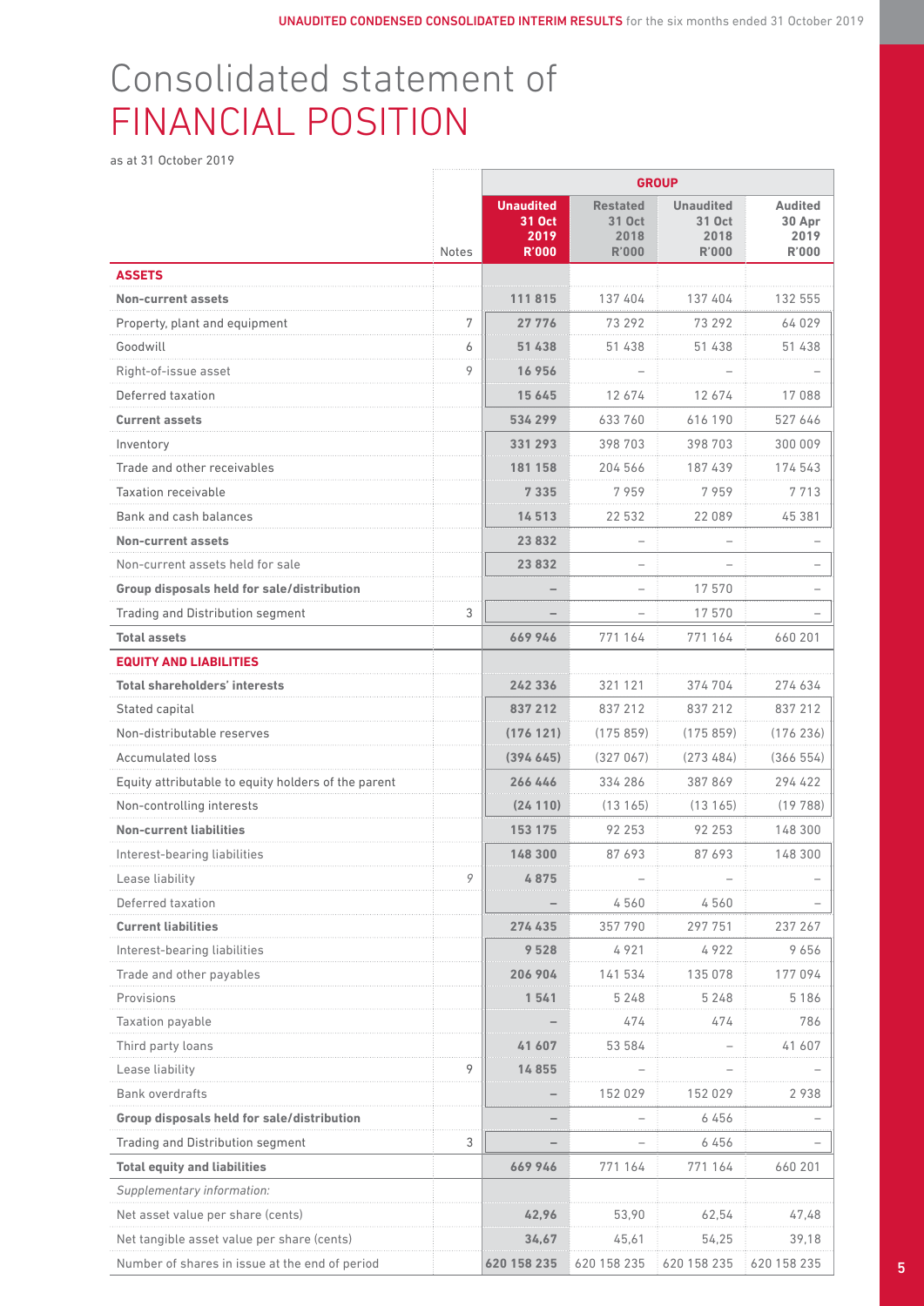# Consolidated statement of FINANCIAL POSITION

as at 31 October 2019

| | Notes | GROUP | | | |
|---|---|---|---|---|---|
| | | **Unaudited 31 Oct 2019 R'000** | **Restated 31 Oct 2018 R'000** | **Unaudited 31 Oct 2018 R'000** | **Audited 30 Apr 2019 R'000** |
| **ASSETS** | | | | | |
| **Non-current assets** | | **111 815** | 137 404 | 137 404 | 132 555 |
| Property, plant and equipment | 7 | **27 776** | 73 292 | 73 292 | 64 029 |
| Goodwill | 6 | **51 438** | 51 438 | 51 438 | 51 438 |
| Right-of-issue asset | 9 | **16 956** | – | – | – |
| Deferred taxation | | **15 645** | 12 674 | 12 674 | 17 088 |
| **Current assets** | | **534 299** | 633 760 | 616 190 | 527 646 |
| Inventory | | **331 293** | 398 703 | 398 703 | 300 009 |
| Trade and other receivables | | **181 158** | 204 566 | 187 439 | 174 543 |
| Taxation receivable | | **7 335** | 7 959 | 7 959 | 7 713 |
| Bank and cash balances | | **14 513** | 22 532 | 22 089 | 45 381 |
| **Non-current assets** | | **23 832** | – | – | – |
| Non-current assets held for sale | | **23 832** | – | – | – |
| **Group disposals held for sale/distribution** | | **–** | – | 17 570 | – |
| Trading and Distribution segment | 3 | **–** | – | 17 570 | – |
| **Total assets** | | **669 946** | 771 164 | 771 164 | 660 201 |
| **EQUITY AND LIABILITIES** | | | | | |
| **Total shareholders' interests** | | **242 336** | 321 121 | 374 704 | 274 634 |
| Stated capital | | **837 212** | 837 212 | 837 212 | 837 212 |
| Non-distributable reserves | | **(176 121)** | (175 859) | (175 859) | (176 236) |
| Accumulated loss | | **(394 645)** | (327 067) | (273 484) | (366 554) |
| Equity attributable to equity holders of the parent | | **266 446** | 334 286 | 387 869 | 294 422 |
| Non-controlling interests | | **(24 110)** | (13 165) | (13 165) | (19 788) |
| **Non-current liabilities** | | **153 175** | 92 253 | 92 253 | 148 300 |
| Interest-bearing liabilities | | **148 300** | 87 693 | 87 693 | 148 300 |
| Lease liability | 9 | **4 875** | – | – | – |
| Deferred taxation | | **–** | 4 560 | 4 560 | – |
| **Current liabilities** | | **274 435** | 357 790 | 297 751 | 237 267 |
| Interest-bearing liabilities | | **9 528** | 4 921 | 4 922 | 9 656 |
| Trade and other payables | | **206 904** | 141 534 | 135 078 | 177 094 |
| Provisions | | **1 541** | 5 248 | 5 248 | 5 186 |
| Taxation payable | | **–** | 474 | 474 | 786 |
| Third party loans | | **41 607** | 53 584 | – | 41 607 |
| Lease liability | 9 | **14 855** | – | – | – |
| Bank overdrafts | | **–** | 152 029 | 152 029 | 2 938 |
| **Group disposals held for sale/distribution** | | **–** | – | 6 456 | – |
| Trading and Distribution segment | 3 | **–** | – | 6 456 | – |
| **Total equity and liabilities** | | **669 946** | 771 164 | 771 164 | 660 201 |
| *Supplementary information:* | | | | | |
| Net asset value per share (cents) | | **42,96** | 53,90 | 62,54 | 47,48 |
| Net tangible asset value per share (cents) | | **34,67** | 45,61 | 54,25 | 39,18 |
| Number of shares in issue at the end of period | | **620 158 235** | 620 158 235 | 620 158 235 | 620 158 235 |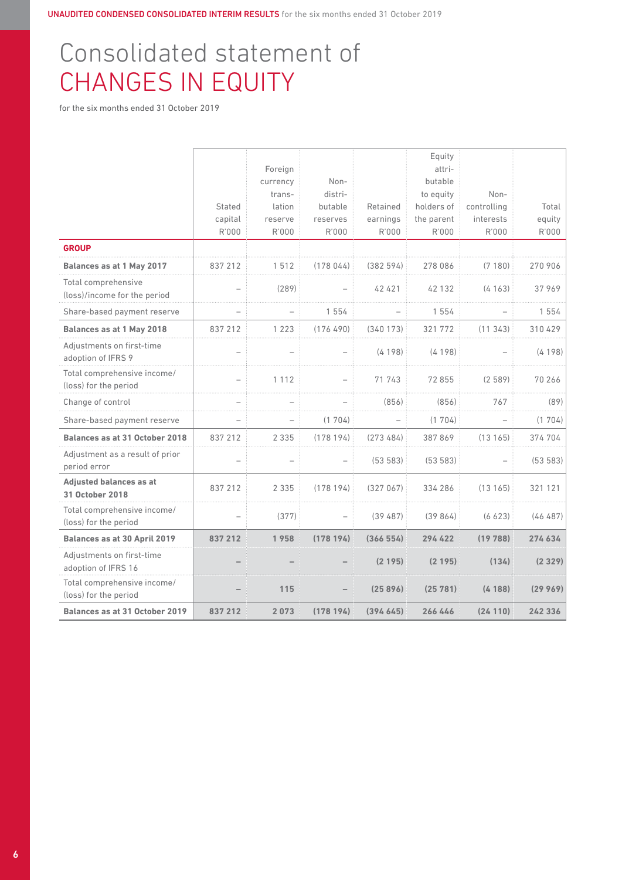# Consolidated statement of CHANGES IN EQUITY

for the six months ended 31 October 2019

| | Stated capital R'000 | Foreign currency translation reserve R'000 | Non-distributable reserves R'000 | Retained earnings R'000 | Equity attributable to equity holders of the parent R'000 | Non-controlling interests R'000 | Total equity R'000 |
|---|---|---|---|---|---|---|---|
| **GROUP** | | | | | | | |
| **Balances as at 1 May 2017** | 837 212 | 1 512 | (178 044) | (382 594) | 278 086 | (7 180) | 270 906 |
| Total comprehensive (loss)/income for the period | – | (289) | – | 42 421 | 42 132 | (4 163) | 37 969 |
| Share-based payment reserve | – | – | 1 554 | – | 1 554 | – | 1 554 |
| **Balances as at 1 May 2018** | 837 212 | 1 223 | (176 490) | (340 173) | 321 772 | (11 343) | 310 429 |
| Adjustments on first-time adoption of IFRS 9 | – | – | – | (4 198) | (4 198) | – | (4 198) |
| Total comprehensive income/(loss) for the period | – | 1 112 | – | 71 743 | 72 855 | (2 589) | 70 266 |
| Change of control | – | – | – | (856) | (856) | 767 | (89) |
| Share-based payment reserve | – | – | (1 704) | – | (1 704) | – | (1 704) |
| **Balances as at 31 October 2018** | 837 212 | 2 335 | (178 194) | (273 484) | 387 869 | (13 165) | 374 704 |
| Adjustment as a result of prior period error | – | – | – | (53 583) | (53 583) | – | (53 583) |
| **Adjusted balances as at 31 October 2018** | 837 212 | 2 335 | (178 194) | (327 067) | 334 286 | (13 165) | 321 121 |
| Total comprehensive income/(loss) for the period | – | (377) | – | (39 487) | (39 864) | (6 623) | (46 487) |
| **Balances as at 30 April 2019** | **837 212** | **1 958** | **(178 194)** | **(366 554)** | **294 422** | **(19 788)** | **274 634** |
| Adjustments on first-time adoption of IFRS 16 | **–** | **–** | **–** | **(2 195)** | **(2 195)** | **(134)** | **(2 329)** |
| Total comprehensive income/(loss) for the period | **–** | **115** | **–** | **(25 896)** | **(25 781)** | **(4 188)** | **(29 969)** |
| **Balances as at 31 October 2019** | **837 212** | **2 073** | **(178 194)** | **(394 645)** | **266 446** | **(24 110)** | **242 336** |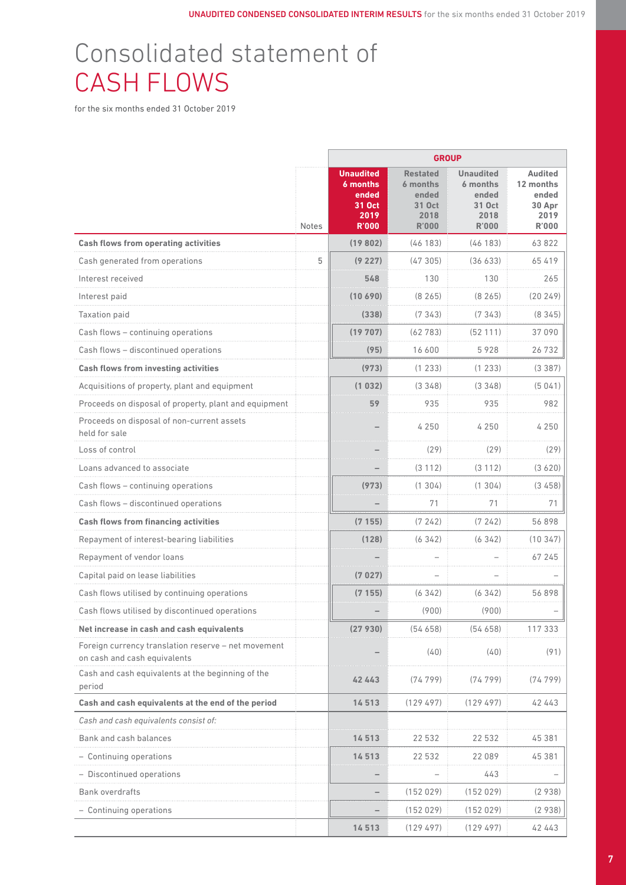# Consolidated statement of CASH FLOWS

for the six months ended 31 October 2019

| | Notes | GROUP | | | |
|---|---|---|---|---|---|
| | | **Unaudited 6 months ended 31 Oct 2019 R'000** | Restated 6 months ended 31 Oct 2018 R'000 | Unaudited 6 months ended 31 Oct 2018 R'000 | Audited 12 months ended 30 Apr 2019 R'000 |
| **Cash flows from operating activities** | | **(19 802)** | (46 183) | (46 183) | 63 822 |
| Cash generated from operations | 5 | **(9 227)** | (47 305) | (36 633) | 65 419 |
| Interest received | | **548** | 130 | 130 | 265 |
| Interest paid | | **(10 690)** | (8 265) | (8 265) | (20 249) |
| Taxation paid | | **(338)** | (7 343) | (7 343) | (8 345) |
| Cash flows – continuing operations | | **(19 707)** | (62 783) | (52 111) | 37 090 |
| Cash flows – discontinued operations | | **(95)** | 16 600 | 5 928 | 26 732 |
| **Cash flows from investing activities** | | **(973)** | (1 233) | (1 233) | (3 387) |
| Acquisitions of property, plant and equipment | | **(1 032)** | (3 348) | (3 348) | (5 041) |
| Proceeds on disposal of property, plant and equipment | | **59** | 935 | 935 | 982 |
| Proceeds on disposal of non-current assets held for sale | | **–** | 4 250 | 4 250 | 4 250 |
| Loss of control | | **–** | (29) | (29) | (29) |
| Loans advanced to associate | | **–** | (3 112) | (3 112) | (3 620) |
| Cash flows – continuing operations | | **(973)** | (1 304) | (1 304) | (3 458) |
| Cash flows – discontinued operations | | **–** | 71 | 71 | 71 |
| **Cash flows from financing activities** | | **(7 155)** | (7 242) | (7 242) | 56 898 |
| Repayment of interest-bearing liabilities | | **(128)** | (6 342) | (6 342) | (10 347) |
| Repayment of vendor loans | | **–** | – | – | 67 245 |
| Capital paid on lease liabilities | | **(7 027)** | – | – | – |
| Cash flows utilised by continuing operations | | **(7 155)** | (6 342) | (6 342) | 56 898 |
| Cash flows utilised by discontinued operations | | **–** | (900) | (900) | – |
| **Net increase in cash and cash equivalents** | | **(27 930)** | (54 658) | (54 658) | 117 333 |
| Foreign currency translation reserve – net movement on cash and cash equivalents | | **–** | (40) | (40) | (91) |
| Cash and cash equivalents at the beginning of the period | | **42 443** | (74 799) | (74 799) | (74 799) |
| **Cash and cash equivalents at the end of the period** | | **14 513** | (129 497) | (129 497) | 42 443 |
| *Cash and cash equivalents consist of:* | | | | | |
| Bank and cash balances | | **14 513** | 22 532 | 22 532 | 45 381 |
| – Continuing operations | | **14 513** | 22 532 | 22 089 | 45 381 |
| – Discontinued operations | | **–** | – | 443 | – |
| Bank overdrafts | | **–** | (152 029) | (152 029) | (2 938) |
| – Continuing operations | | **–** | (152 029) | (152 029) | (2 938) |
| | | **14 513** | (129 497) | (129 497) | 42 443 |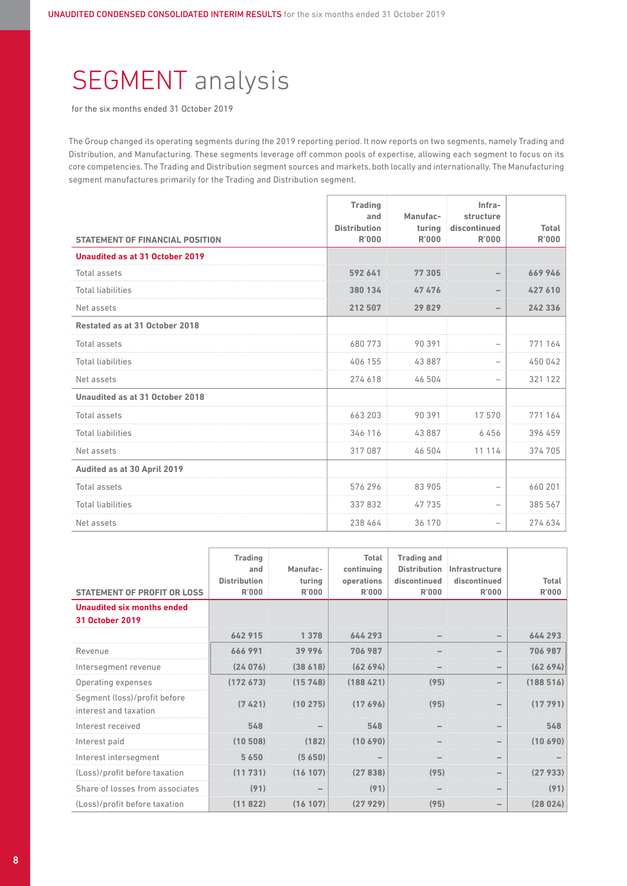# SEGMENT analysis

for the six months ended 31 October 2019

The Group changed its operating segments during the 2019 reporting period. It now reports on two segments, namely Trading and Distribution, and Manufacturing. These segments leverage off common pools of expertise, allowing each segment to focus on its core competencies. The Trading and Distribution segment sources and markets, both locally and internationally. The Manufacturing segment manufactures primarily for the Trading and Distribution segment.

| STATEMENT OF FINANCIAL POSITION | Trading and Distribution R'000 | Manufacturing R'000 | Infrastructure discontinued R'000 | Total R'000 |
|---|---|---|---|---|
| **Unaudited as at 31 October 2019** | | | | |
| Total assets | **592 641** | **77 305** | **–** | **669 946** |
| Total liabilities | **380 134** | **47 476** | **–** | **427 610** |
| Net assets | **212 507** | **29 829** | **–** | **242 336** |
| **Restated as at 31 October 2018** | | | | |
| Total assets | 680 773 | 90 391 | – | 771 164 |
| Total liabilities | 406 155 | 43 887 | – | 450 042 |
| Net assets | 274 618 | 46 504 | – | 321 122 |
| **Unaudited as at 31 October 2018** | | | | |
| Total assets | 663 203 | 90 391 | 17 570 | 771 164 |
| Total liabilities | 346 116 | 43 887 | 6 456 | 396 459 |
| Net assets | 317 087 | 46 504 | 11 114 | 374 705 |
| **Audited as at 30 April 2019** | | | | |
| Total assets | 576 296 | 83 905 | – | 660 201 |
| Total liabilities | 337 832 | 47 735 | – | 385 567 |
| Net assets | 238 464 | 36 170 | – | 274 634 |

| STATEMENT OF PROFIT OR LOSS | Trading and Distribution R'000 | Manufacturing R'000 | Total continuing operations R'000 | Trading and Distribution discontinued R'000 | Infrastructure discontinued R'000 | Total R'000 |
|---|---|---|---|---|---|---|
| **Unaudited six months ended 31 October 2019** | | | | | | |
| | **642 915** | **1 378** | **644 293** | **–** | **–** | **644 293** |
| Revenue | **666 991** | **39 996** | **706 987** | **–** | **–** | **706 987** |
| Intersegment revenue | **(24 076)** | **(38 618)** | **(62 694)** | **–** | **–** | **(62 694)** |
| Operating expenses | **(172 673)** | **(15 748)** | **(188 421)** | **(95)** | **–** | **(188 516)** |
| Segment (loss)/profit before interest and taxation | **(7 421)** | **(10 275)** | **(17 696)** | **(95)** | **–** | **(17 791)** |
| Interest received | **548** | **–** | **548** | **–** | **–** | **548** |
| Interest paid | **(10 508)** | **(182)** | **(10 690)** | **–** | **–** | **(10 690)** |
| Interest intersegment | **5 650** | **(5 650)** | **–** | **–** | **–** | **–** |
| (Loss)/profit before taxation | **(11 731)** | **(16 107)** | **(27 838)** | **(95)** | **–** | **(27 933)** |
| Share of losses from associates | **(91)** | **–** | **(91)** | **–** | **–** | **(91)** |
| (Loss)/profit before taxation | **(11 822)** | **(16 107)** | **(27 929)** | **(95)** | **–** | **(28 024)** |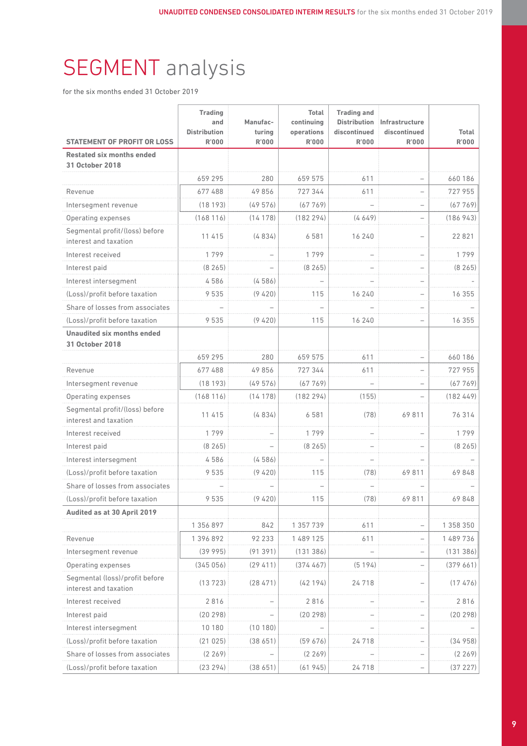# SEGMENT analysis

for the six months ended 31 October 2019

| STATEMENT OF PROFIT OR LOSS | Trading and Distribution R'000 | Manufacturing R'000 | Total continuing operations R'000 | Trading and Distribution discontinued R'000 | Infrastructure discontinued R'000 | Total R'000 |
|---|---|---|---|---|---|---|
| **Restated six months ended 31 October 2018** | | | | | | |
| | 659 295 | 280 | 659 575 | 611 | – | 660 186 |
| Revenue | 677 488 | 49 856 | 727 344 | 611 | – | 727 955 |
| Intersegment revenue | (18 193) | (49 576) | (67 769) | – | – | (67 769) |
| Operating expenses | (168 116) | (14 178) | (182 294) | (4 649) | – | (186 943) |
| Segmental profit/(loss) before interest and taxation | 11 415 | (4 834) | 6 581 | 16 240 | – | 22 821 |
| Interest received | 1 799 | – | 1 799 | – | – | 1 799 |
| Interest paid | (8 265) | – | (8 265) | – | – | (8 265) |
| Interest intersegment | 4 586 | (4 586) | – | – | – | - |
| (Loss)/profit before taxation | 9 535 | (9 420) | 115 | 16 240 | – | 16 355 |
| Share of losses from associates | – | – | – | – | – | – |
| (Loss)/profit before taxation | 9 535 | (9 420) | 115 | 16 240 | – | 16 355 |
| **Unaudited six months ended 31 October 2018** | | | | | | |
| | 659 295 | 280 | 659 575 | 611 | – | 660 186 |
| Revenue | 677 488 | 49 856 | 727 344 | 611 | – | 727 955 |
| Intersegment revenue | (18 193) | (49 576) | (67 769) | – | – | (67 769) |
| Operating expenses | (168 116) | (14 178) | (182 294) | (155) | – | (182 449) |
| Segmental profit/(loss) before interest and taxation | 11 415 | (4 834) | 6 581 | (78) | 69 811 | 76 314 |
| Interest received | 1 799 | – | 1 799 | – | – | 1 799 |
| Interest paid | (8 265) | – | (8 265) | – | – | (8 265) |
| Interest intersegment | 4 586 | (4 586) | – | – | – | – |
| (Loss)/profit before taxation | 9 535 | (9 420) | 115 | (78) | 69 811 | 69 848 |
| Share of losses from associates | – | – | – | – | – | – |
| (Loss)/profit before taxation | 9 535 | (9 420) | 115 | (78) | 69 811 | 69 848 |
| **Audited as at 30 April 2019** | | | | | | |
| | 1 356 897 | 842 | 1 357 739 | 611 | – | 1 358 350 |
| Revenue | 1 396 892 | 92 233 | 1 489 125 | 611 | – | 1 489 736 |
| Intersegment revenue | (39 995) | (91 391) | (131 386) | – | – | (131 386) |
| Operating expenses | (345 056) | (29 411) | (374 467) | (5 194) | – | (379 661) |
| Segmental (loss)/profit before interest and taxation | (13 723) | (28 471) | (42 194) | 24 718 | – | (17 476) |
| Interest received | 2 816 | – | 2 816 | – | – | 2 816 |
| Interest paid | (20 298) | – | (20 298) | – | – | (20 298) |
| Interest intersegment | 10 180 | (10 180) | – | – | – | – |
| (Loss)/profit before taxation | (21 025) | (38 651) | (59 676) | 24 718 | – | (34 958) |
| Share of losses from associates | (2 269) | – | (2 269) | – | – | (2 269) |
| (Loss)/profit before taxation | (23 294) | (38 651) | (61 945) | 24 718 | – | (37 227) |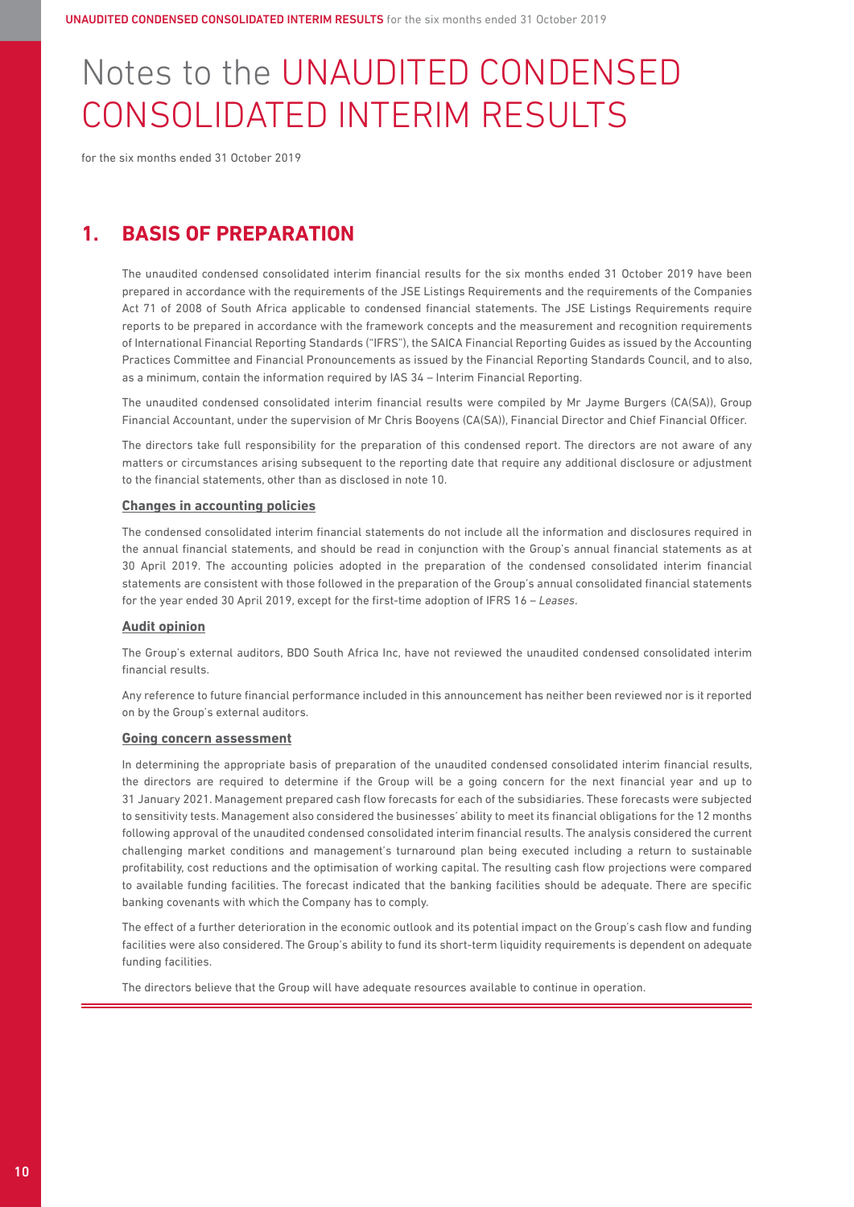# Notes to the UNAUDITED CONDENSED CONSOLIDATED INTERIM RESULTS

for the six months ended 31 October 2019

## 1. BASIS OF PREPARATION

The unaudited condensed consolidated interim financial results for the six months ended 31 October 2019 have been prepared in accordance with the requirements of the JSE Listings Requirements and the requirements of the Companies Act 71 of 2008 of South Africa applicable to condensed financial statements. The JSE Listings Requirements require reports to be prepared in accordance with the framework concepts and the measurement and recognition requirements of International Financial Reporting Standards ("IFRS"), the SAICA Financial Reporting Guides as issued by the Accounting Practices Committee and Financial Pronouncements as issued by the Financial Reporting Standards Council, and to also, as a minimum, contain the information required by IAS 34 – Interim Financial Reporting.

The unaudited condensed consolidated interim financial results were compiled by Mr Jayme Burgers (CA(SA)), Group Financial Accountant, under the supervision of Mr Chris Booyens (CA(SA)), Financial Director and Chief Financial Officer.

The directors take full responsibility for the preparation of this condensed report. The directors are not aware of any matters or circumstances arising subsequent to the reporting date that require any additional disclosure or adjustment to the financial statements, other than as disclosed in note 10.

### Changes in accounting policies

The condensed consolidated interim financial statements do not include all the information and disclosures required in the annual financial statements, and should be read in conjunction with the Group's annual financial statements as at 30 April 2019. The accounting policies adopted in the preparation of the condensed consolidated interim financial statements are consistent with those followed in the preparation of the Group's annual consolidated financial statements for the year ended 30 April 2019, except for the first-time adoption of IFRS 16 – *Leases*.

### Audit opinion

The Group's external auditors, BDO South Africa Inc, have not reviewed the unaudited condensed consolidated interim financial results.

Any reference to future financial performance included in this announcement has neither been reviewed nor is it reported on by the Group's external auditors.

### Going concern assessment

In determining the appropriate basis of preparation of the unaudited condensed consolidated interim financial results, the directors are required to determine if the Group will be a going concern for the next financial year and up to 31 January 2021. Management prepared cash flow forecasts for each of the subsidiaries. These forecasts were subjected to sensitivity tests. Management also considered the businesses' ability to meet its financial obligations for the 12 months following approval of the unaudited condensed consolidated interim financial results. The analysis considered the current challenging market conditions and management's turnaround plan being executed including a return to sustainable profitability, cost reductions and the optimisation of working capital. The resulting cash flow projections were compared to available funding facilities. The forecast indicated that the banking facilities should be adequate. There are specific banking covenants with which the Company has to comply.

The effect of a further deterioration in the economic outlook and its potential impact on the Group's cash flow and funding facilities were also considered. The Group's ability to fund its short-term liquidity requirements is dependent on adequate funding facilities.

The directors believe that the Group will have adequate resources available to continue in operation.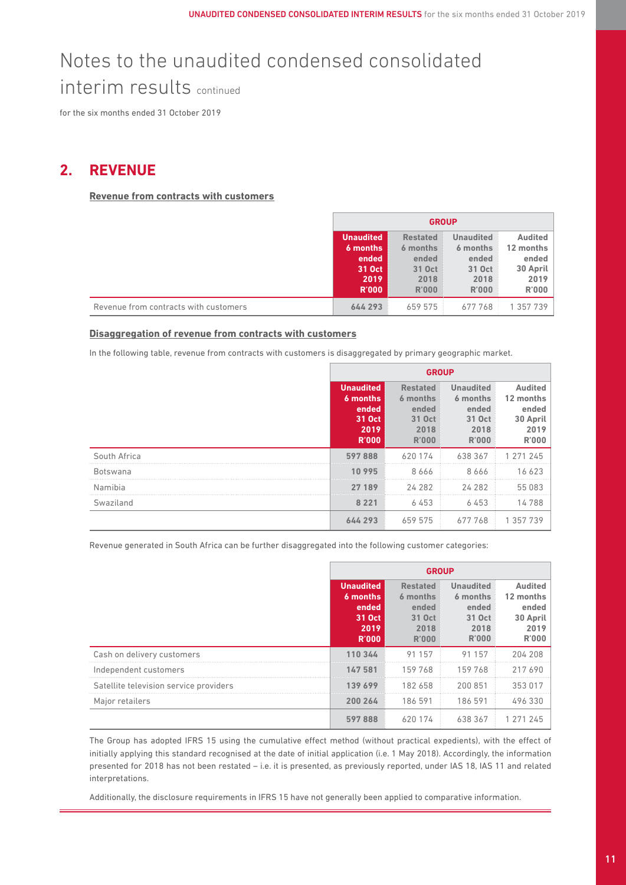# Notes to the unaudited condensed consolidated interim results continued

for the six months ended 31 October 2019

## 2. REVENUE

**Revenue from contracts with customers**

| | GROUP | | | |
|---|---|---|---|---|
| | **Unaudited 6 months ended 31 Oct 2019 R'000** | Restated 6 months ended 31 Oct 2018 R'000 | Unaudited 6 months ended 31 Oct 2018 R'000 | Audited 12 months ended 30 April 2019 R'000 |
| Revenue from contracts with customers | **644 293** | 659 575 | 677 768 | 1 357 739 |

**Disaggregation of revenue from contracts with customers**

In the following table, revenue from contracts with customers is disaggregated by primary geographic market.

| | GROUP | | | |
|---|---|---|---|---|
| | **Unaudited 6 months ended 31 Oct 2019 R'000** | Restated 6 months ended 31 Oct 2018 R'000 | Unaudited 6 months ended 31 Oct 2018 R'000 | Audited 12 months ended 30 April 2019 R'000 |
| South Africa | **597 888** | 620 174 | 638 367 | 1 271 245 |
| Botswana | **10 995** | 8 666 | 8 666 | 16 623 |
| Namibia | **27 189** | 24 282 | 24 282 | 55 083 |
| Swaziland | **8 221** | 6 453 | 6 453 | 14 788 |
| | **644 293** | 659 575 | 677 768 | 1 357 739 |

Revenue generated in South Africa can be further disaggregated into the following customer categories:

| | GROUP | | | |
|---|---|---|---|---|
| | **Unaudited 6 months ended 31 Oct 2019 R'000** | Restated 6 months ended 31 Oct 2018 R'000 | Unaudited 6 months ended 31 Oct 2018 R'000 | Audited 12 months ended 30 April 2019 R'000 |
| Cash on delivery customers | **110 344** | 91 157 | 91 157 | 204 208 |
| Independent customers | **147 581** | 159 768 | 159 768 | 217 690 |
| Satellite television service providers | **139 699** | 182 658 | 200 851 | 353 017 |
| Major retailers | **200 264** | 186 591 | 186 591 | 496 330 |
| | **597 888** | 620 174 | 638 367 | 1 271 245 |

The Group has adopted IFRS 15 using the cumulative effect method (without practical expedients), with the effect of initially applying this standard recognised at the date of initial application (i.e. 1 May 2018). Accordingly, the information presented for 2018 has not been restated – i.e. it is presented, as previously reported, under IAS 18, IAS 11 and related interpretations.

Additionally, the disclosure requirements in IFRS 15 have not generally been applied to comparative information.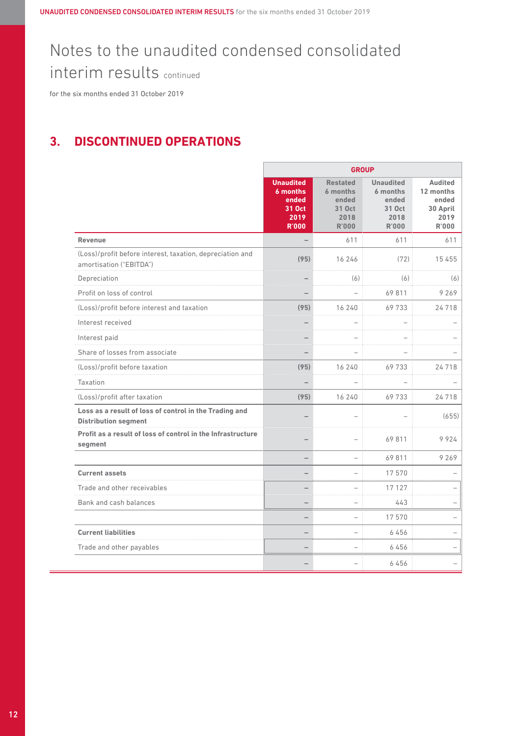# Notes to the unaudited condensed consolidated interim results continued

for the six months ended 31 October 2019

## 3. DISCONTINUED OPERATIONS

| | GROUP | | | |
|---|---|---|---|---|
| | **Unaudited 6 months ended 31 Oct 2019 R'000** | **Restated 6 months ended 31 Oct 2018 R'000** | **Unaudited 6 months ended 31 Oct 2018 R'000** | **Audited 12 months ended 30 April 2019 R'000** |
| **Revenue** | – | 611 | 611 | 611 |
| (Loss)/profit before interest, taxation, depreciation and amortisation ("EBITDA") | (95) | 16 246 | (72) | 15 455 |
| Depreciation | – | (6) | (6) | (6) |
| Profit on loss of control | – | – | 69 811 | 9 269 |
| (Loss)/profit before interest and taxation | (95) | 16 240 | 69 733 | 24 718 |
| Interest received | – | – | – | – |
| Interest paid | – | – | – | – |
| Share of losses from associate | – | – | – | – |
| (Loss)/profit before taxation | (95) | 16 240 | 69 733 | 24 718 |
| Taxation | – | – | – | – |
| (Loss)/profit after taxation | (95) | 16 240 | 69 733 | 24 718 |
| **Loss as a result of loss of control in the Trading and Distribution segment** | – | – | – | (655) |
| **Profit as a result of loss of control in the Infrastructure segment** | – | – | 69 811 | 9 924 |
| | – | – | 69 811 | 9 269 |
| **Current assets** | – | – | 17 570 | – |
| Trade and other receivables | – | – | 17 127 | – |
| Bank and cash balances | – | – | 443 | – |
| | – | – | 17 570 | – |
| **Current liabilities** | – | – | 6 456 | – |
| Trade and other payables | – | – | 6 456 | – |
| | – | – | 6 456 | – |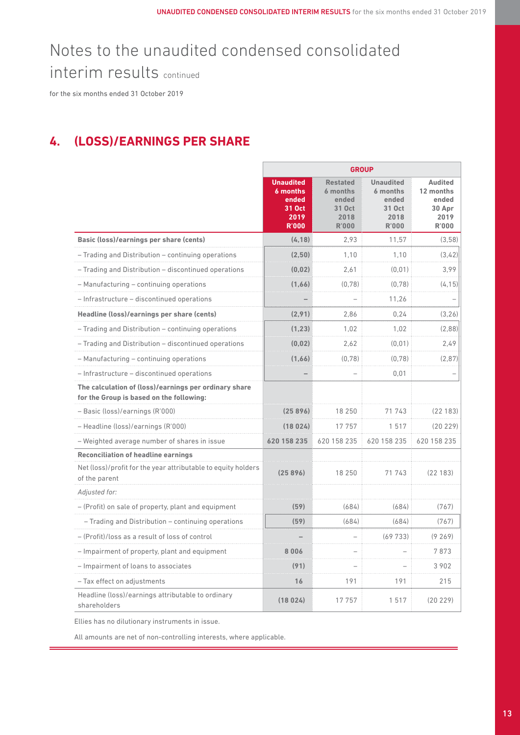# Notes to the unaudited condensed consolidated interim results continued

for the six months ended 31 October 2019

## 4. (LOSS)/EARNINGS PER SHARE

| | GROUP | | | |
|---|---|---|---|---|
| | **Unaudited 6 months ended 31 Oct 2019 R'000** | Restated 6 months ended 31 Oct 2018 R'000 | Unaudited 6 months ended 31 Oct 2018 R'000 | Audited 12 months ended 30 Apr 2019 R'000 |
| **Basic (loss)/earnings per share (cents)** | **(4,18)** | 2,93 | 11,57 | (3,58) |
| – Trading and Distribution – continuing operations | **(2,50)** | 1,10 | 1,10 | (3,42) |
| – Trading and Distribution – discontinued operations | **(0,02)** | 2,61 | (0,01) | 3,99 |
| – Manufacturing – continuing operations | **(1,66)** | (0,78) | (0,78) | (4,15) |
| – Infrastructure – discontinued operations | **–** | – | 11,26 | – |
| **Headline (loss)/earnings per share (cents)** | **(2,91)** | 2,86 | 0,24 | (3,26) |
| – Trading and Distribution – continuing operations | **(1,23)** | 1,02 | 1,02 | (2,88) |
| – Trading and Distribution – discontinued operations | **(0,02)** | 2,62 | (0,01) | 2,49 |
| – Manufacturing – continuing operations | **(1,66)** | (0,78) | (0,78) | (2,87) |
| – Infrastructure – discontinued operations | **–** | – | 0,01 | – |
| **The calculation of (loss)/earnings per ordinary share for the Group is based on the following:** | | | | |
| – Basic (loss)/earnings (R'000) | **(25 896)** | 18 250 | 71 743 | (22 183) |
| – Headline (loss)/earnings (R'000) | **(18 024)** | 17 757 | 1 517 | (20 229) |
| – Weighted average number of shares in issue | **620 158 235** | 620 158 235 | 620 158 235 | 620 158 235 |
| **Reconciliation of headline earnings** | | | | |
| Net (loss)/profit for the year attributable to equity holders of the parent | **(25 896)** | 18 250 | 71 743 | (22 183) |
| *Adjusted for:* | | | | |
| – (Profit) on sale of property, plant and equipment | **(59)** | (684) | (684) | (767) |
| – Trading and Distribution – continuing operations | **(59)** | (684) | (684) | (767) |
| – (Profit)/loss as a result of loss of control | **–** | – | (69 733) | (9 269) |
| – Impairment of property, plant and equipment | **8 006** | – | – | 7 873 |
| – Impairment of loans to associates | **(91)** | – | – | 3 902 |
| – Tax effect on adjustments | **16** | 191 | 191 | 215 |
| Headline (loss)/earnings attributable to ordinary shareholders | **(18 024)** | 17 757 | 1 517 | (20 229) |

Ellies has no dilutionary instruments in issue.

All amounts are net of non-controlling interests, where applicable.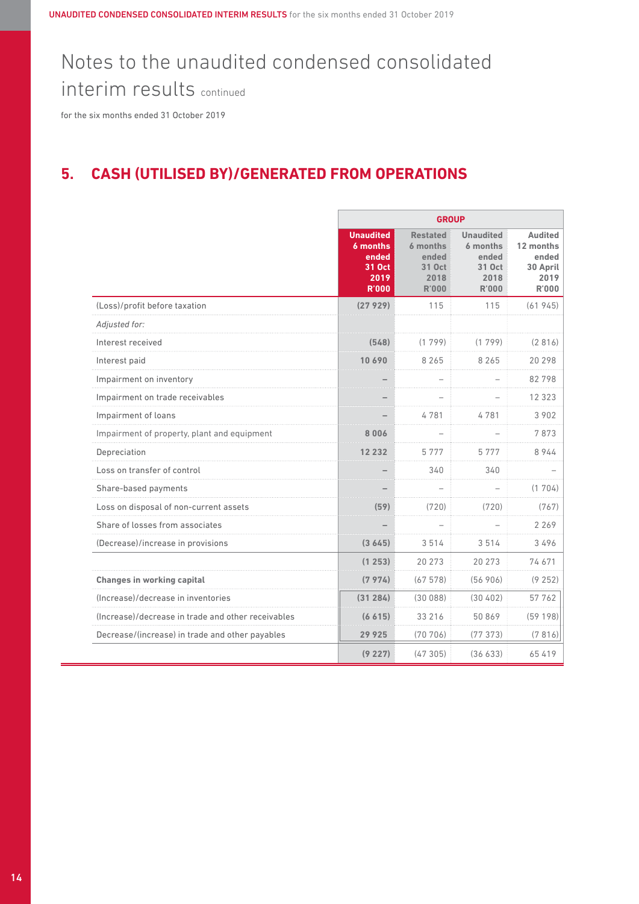# Notes to the unaudited condensed consolidated interim results continued

for the six months ended 31 October 2019

## 5. CASH (UTILISED BY)/GENERATED FROM OPERATIONS

| | GROUP | | | |
|---|---|---|---|---|
| | **Unaudited 6 months ended 31 Oct 2019 R'000** | **Restated 6 months ended 31 Oct 2018 R'000** | **Unaudited 6 months ended 31 Oct 2018 R'000** | **Audited 12 months ended 30 April 2019 R'000** |
| (Loss)/profit before taxation | **(27 929)** | 115 | 115 | (61 945) |
| *Adjusted for:* | | | | |
| Interest received | **(548)** | (1 799) | (1 799) | (2 816) |
| Interest paid | **10 690** | 8 265 | 8 265 | 20 298 |
| Impairment on inventory | **–** | – | – | 82 798 |
| Impairment on trade receivables | **–** | – | – | 12 323 |
| Impairment of loans | **–** | 4 781 | 4 781 | 3 902 |
| Impairment of property, plant and equipment | **8 006** | – | – | 7 873 |
| Depreciation | **12 232** | 5 777 | 5 777 | 8 944 |
| Loss on transfer of control | **–** | 340 | 340 | – |
| Share-based payments | **–** | – | – | (1 704) |
| Loss on disposal of non-current assets | **(59)** | (720) | (720) | (767) |
| Share of losses from associates | **–** | – | – | 2 269 |
| (Decrease)/increase in provisions | **(3 645)** | 3 514 | 3 514 | 3 496 |
| | **(1 253)** | 20 273 | 20 273 | 74 671 |
| **Changes in working capital** | **(7 974)** | (67 578) | (56 906) | (9 252) |
| (Increase)/decrease in inventories | **(31 284)** | (30 088) | (30 402) | 57 762 |
| (Increase)/decrease in trade and other receivables | **(6 615)** | 33 216 | 50 869 | (59 198) |
| Decrease/(increase) in trade and other payables | **29 925** | (70 706) | (77 373) | (7 816) |
| | **(9 227)** | (47 305) | (36 633) | 65 419 |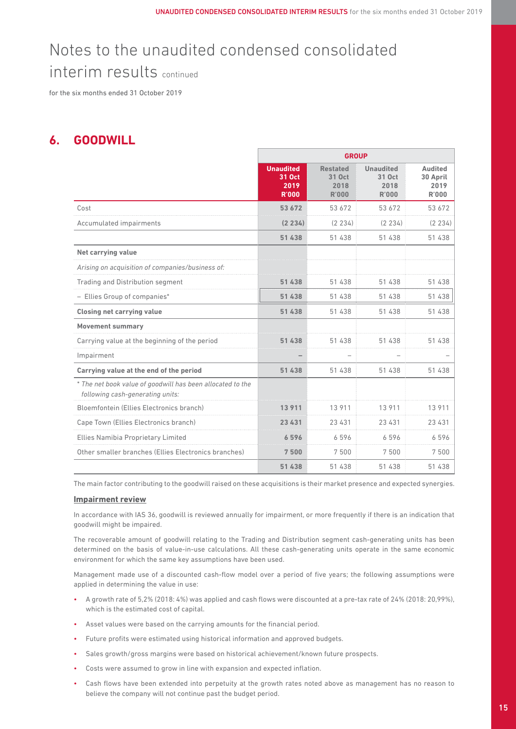# Notes to the unaudited condensed consolidated interim results continued

for the six months ended 31 October 2019

## 6. GOODWILL

| | GROUP | | | |
|---|---|---|---|---|
| | Unaudited 31 Oct 2019 R'000 | Restated 31 Oct 2018 R'000 | Unaudited 31 Oct 2018 R'000 | Audited 30 April 2019 R'000 |
| Cost | 53 672 | 53 672 | 53 672 | 53 672 |
| Accumulated impairments | (2 234) | (2 234) | (2 234) | (2 234) |
| | 51 438 | 51 438 | 51 438 | 51 438 |
| **Net carrying value** | | | | |
| *Arising on acquisition of companies/business of:* | | | | |
| Trading and Distribution segment | 51 438 | 51 438 | 51 438 | 51 438 |
| – Ellies Group of companies* | 51 438 | 51 438 | 51 438 | 51 438 |
| **Closing net carrying value** | 51 438 | 51 438 | 51 438 | 51 438 |
| **Movement summary** | | | | |
| Carrying value at the beginning of the period | 51 438 | 51 438 | 51 438 | 51 438 |
| Impairment | – | – | – | – |
| **Carrying value at the end of the period** | 51 438 | 51 438 | 51 438 | 51 438 |
| *\* The net book value of goodwill has been allocated to the following cash-generating units:* | | | | |
| Bloemfontein (Ellies Electronics branch) | 13 911 | 13 911 | 13 911 | 13 911 |
| Cape Town (Ellies Electronics branch) | 23 431 | 23 431 | 23 431 | 23 431 |
| Ellies Namibia Proprietary Limited | 6 596 | 6 596 | 6 596 | 6 596 |
| Other smaller branches (Ellies Electronics branches) | 7 500 | 7 500 | 7 500 | 7 500 |
| | 51 438 | 51 438 | 51 438 | 51 438 |

The main factor contributing to the goodwill raised on these acquisitions is their market presence and expected synergies.

### Impairment review

In accordance with IAS 36, goodwill is reviewed annually for impairment, or more frequently if there is an indication that goodwill might be impaired.

The recoverable amount of goodwill relating to the Trading and Distribution segment cash-generating units has been determined on the basis of value-in-use calculations. All these cash-generating units operate in the same economic environment for which the same key assumptions have been used.

Management made use of a discounted cash-flow model over a period of five years; the following assumptions were applied in determining the value in use:

- A growth rate of 5,2% (2018: 4%) was applied and cash flows were discounted at a pre-tax rate of 24% (2018: 20,99%), which is the estimated cost of capital.
- Asset values were based on the carrying amounts for the financial period.
- Future profits were estimated using historical information and approved budgets.
- Sales growth/gross margins were based on historical achievement/known future prospects.
- Costs were assumed to grow in line with expansion and expected inflation.
- Cash flows have been extended into perpetuity at the growth rates noted above as management has no reason to believe the company will not continue past the budget period.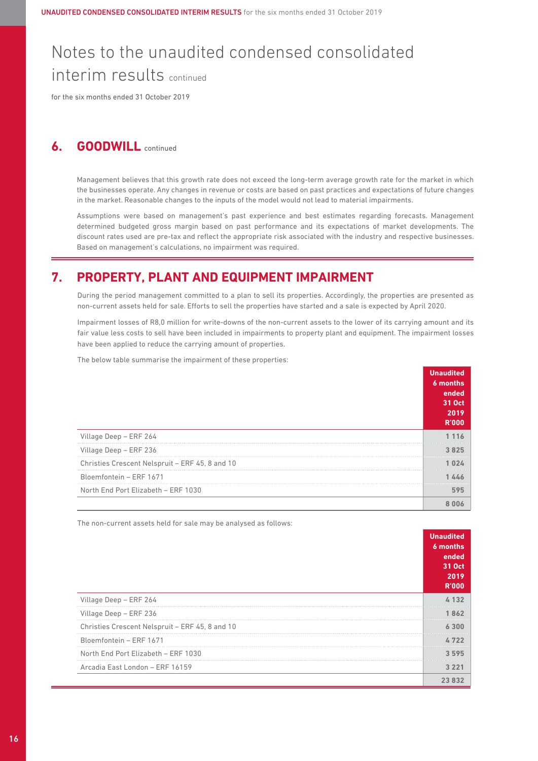# Notes to the unaudited condensed consolidated interim results continued

for the six months ended 31 October 2019

## 6. GOODWILL continued

Management believes that this growth rate does not exceed the long-term average growth rate for the market in which the businesses operate. Any changes in revenue or costs are based on past practices and expectations of future changes in the market. Reasonable changes to the inputs of the model would not lead to material impairments.

Assumptions were based on management's past experience and best estimates regarding forecasts. Management determined budgeted gross margin based on past performance and its expectations of market developments. The discount rates used are pre-tax and reflect the appropriate risk associated with the industry and respective businesses. Based on management's calculations, no impairment was required.

## 7. PROPERTY, PLANT AND EQUIPMENT IMPAIRMENT

During the period management committed to a plan to sell its properties. Accordingly, the properties are presented as non-current assets held for sale. Efforts to sell the properties have started and a sale is expected by April 2020.

Impairment losses of R8,0 million for write-downs of the non-current assets to the lower of its carrying amount and its fair value less costs to sell have been included in impairments to property plant and equipment. The impairment losses have been applied to reduce the carrying amount of properties.

The below table summarise the impairment of these properties:

| | Unaudited 6 months ended 31 Oct 2019 R'000 |
|---|---|
| Village Deep – ERF 264 | 1 116 |
| Village Deep – ERF 236 | 3 825 |
| Christies Crescent Nelspruit – ERF 45, 8 and 10 | 1 024 |
| Bloemfontein – ERF 1671 | 1 446 |
| North End Port Elizabeth – ERF 1030 | 595 |
| | 8 006 |

The non-current assets held for sale may be analysed as follows:

| | Unaudited 6 months ended 31 Oct 2019 R'000 |
|---|---|
| Village Deep – ERF 264 | 4 132 |
| Village Deep – ERF 236 | 1 862 |
| Christies Crescent Nelspruit – ERF 45, 8 and 10 | 6 300 |
| Bloemfontein – ERF 1671 | 4 722 |
| North End Port Elizabeth – ERF 1030 | 3 595 |
| Arcadia East London – ERF 16159 | 3 221 |
| | 23 832 |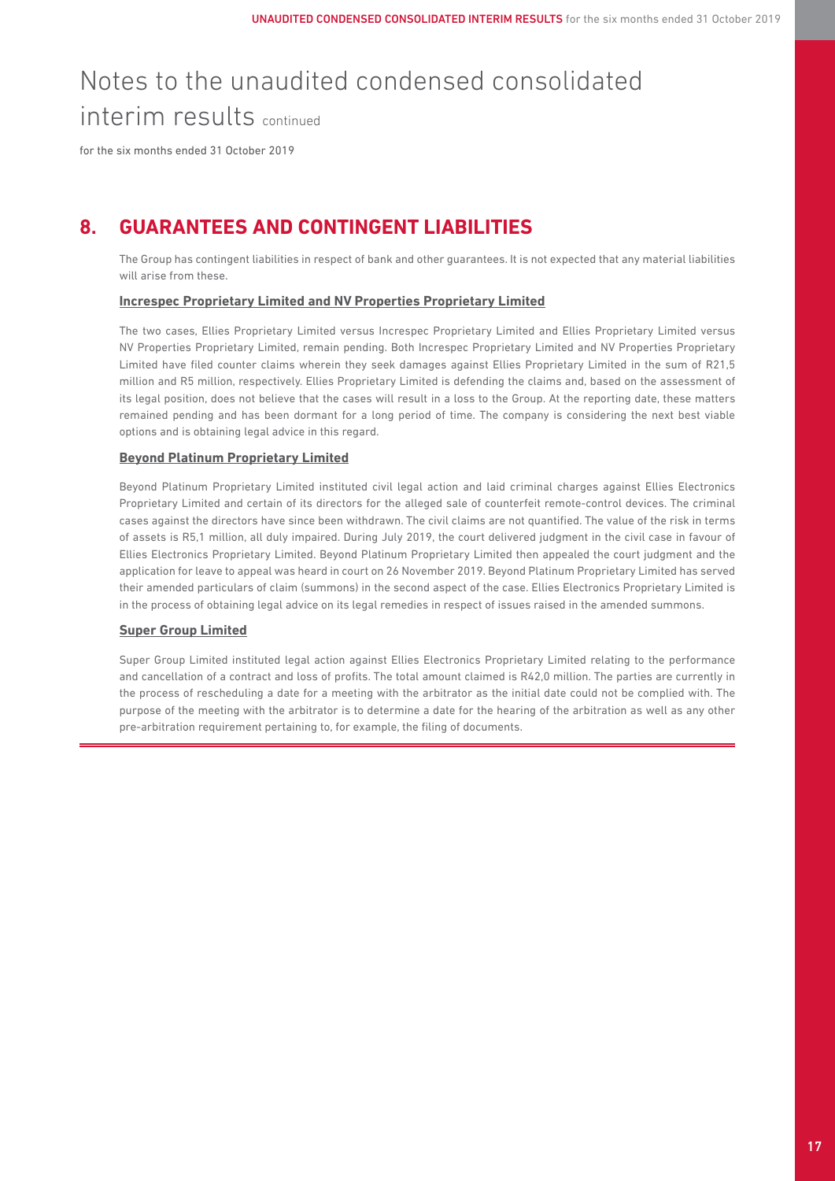# Notes to the unaudited condensed consolidated interim results continued

for the six months ended 31 October 2019

## 8. GUARANTEES AND CONTINGENT LIABILITIES

The Group has contingent liabilities in respect of bank and other guarantees. It is not expected that any material liabilities will arise from these.

### Increspec Proprietary Limited and NV Properties Proprietary Limited

The two cases, Ellies Proprietary Limited versus Increspec Proprietary Limited and Ellies Proprietary Limited versus NV Properties Proprietary Limited, remain pending. Both Increspec Proprietary Limited and NV Properties Proprietary Limited have filed counter claims wherein they seek damages against Ellies Proprietary Limited in the sum of R21,5 million and R5 million, respectively. Ellies Proprietary Limited is defending the claims and, based on the assessment of its legal position, does not believe that the cases will result in a loss to the Group. At the reporting date, these matters remained pending and has been dormant for a long period of time. The company is considering the next best viable options and is obtaining legal advice in this regard.

### Beyond Platinum Proprietary Limited

Beyond Platinum Proprietary Limited instituted civil legal action and laid criminal charges against Ellies Electronics Proprietary Limited and certain of its directors for the alleged sale of counterfeit remote-control devices. The criminal cases against the directors have since been withdrawn. The civil claims are not quantified. The value of the risk in terms of assets is R5,1 million, all duly impaired. During July 2019, the court delivered judgment in the civil case in favour of Ellies Electronics Proprietary Limited. Beyond Platinum Proprietary Limited then appealed the court judgment and the application for leave to appeal was heard in court on 26 November 2019. Beyond Platinum Proprietary Limited has served their amended particulars of claim (summons) in the second aspect of the case. Ellies Electronics Proprietary Limited is in the process of obtaining legal advice on its legal remedies in respect of issues raised in the amended summons.

### Super Group Limited

Super Group Limited instituted legal action against Ellies Electronics Proprietary Limited relating to the performance and cancellation of a contract and loss of profits. The total amount claimed is R42,0 million. The parties are currently in the process of rescheduling a date for a meeting with the arbitrator as the initial date could not be complied with. The purpose of the meeting with the arbitrator is to determine a date for the hearing of the arbitration as well as any other pre-arbitration requirement pertaining to, for example, the filing of documents.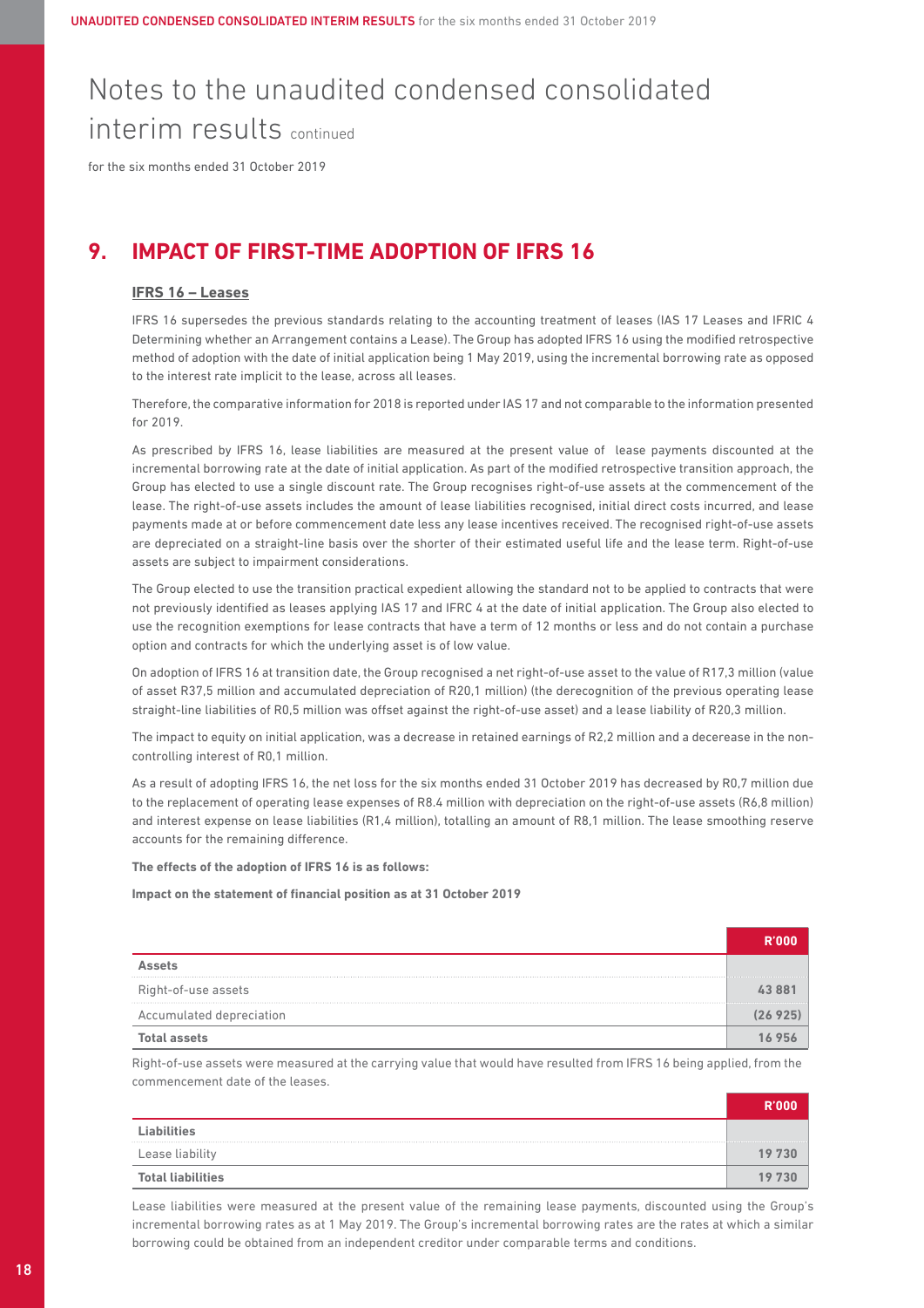# Notes to the unaudited condensed consolidated interim results continued

for the six months ended 31 October 2019

## 9. IMPACT OF FIRST-TIME ADOPTION OF IFRS 16

### IFRS 16 – Leases

IFRS 16 supersedes the previous standards relating to the accounting treatment of leases (IAS 17 Leases and IFRIC 4 Determining whether an Arrangement contains a Lease). The Group has adopted IFRS 16 using the modified retrospective method of adoption with the date of initial application being 1 May 2019, using the incremental borrowing rate as opposed to the interest rate implicit to the lease, across all leases.

Therefore, the comparative information for 2018 is reported under IAS 17 and not comparable to the information presented for 2019.

As prescribed by IFRS 16, lease liabilities are measured at the present value of lease payments discounted at the incremental borrowing rate at the date of initial application. As part of the modified retrospective transition approach, the Group has elected to use a single discount rate. The Group recognises right-of-use assets at the commencement of the lease. The right-of-use assets includes the amount of lease liabilities recognised, initial direct costs incurred, and lease payments made at or before commencement date less any lease incentives received. The recognised right-of-use assets are depreciated on a straight-line basis over the shorter of their estimated useful life and the lease term. Right-of-use assets are subject to impairment considerations.

The Group elected to use the transition practical expedient allowing the standard not to be applied to contracts that were not previously identified as leases applying IAS 17 and IFRC 4 at the date of initial application. The Group also elected to use the recognition exemptions for lease contracts that have a term of 12 months or less and do not contain a purchase option and contracts for which the underlying asset is of low value.

On adoption of IFRS 16 at transition date, the Group recognised a net right-of-use asset to the value of R17,3 million (value of asset R37,5 million and accumulated depreciation of R20,1 million) (the derecognition of the previous operating lease straight-line liabilities of R0,5 million was offset against the right-of-use asset) and a lease liability of R20,3 million.

The impact to equity on initial application, was a decrease in retained earnings of R2,2 million and a decerease in the non-controlling interest of R0,1 million.

As a result of adopting IFRS 16, the net loss for the six months ended 31 October 2019 has decreased by R0,7 million due to the replacement of operating lease expenses of R8.4 million with depreciation on the right-of-use assets (R6,8 million) and interest expense on lease liabilities (R1,4 million), totalling an amount of R8,1 million. The lease smoothing reserve accounts for the remaining difference.

**The effects of the adoption of IFRS 16 is as follows:**

**Impact on the statement of financial position as at 31 October 2019**

| | R'000 |
|---|---|
| **Assets** | |
| Right-of-use assets | 43 881 |
| Accumulated depreciation | (26 925) |
| **Total assets** | **16 956** |

Right-of-use assets were measured at the carrying value that would have resulted from IFRS 16 being applied, from the commencement date of the leases.

| | R'000 |
|---|---|
| **Liabilities** | |
| Lease liability | 19 730 |
| **Total liabilities** | **19 730** |

Lease liabilities were measured at the present value of the remaining lease payments, discounted using the Group's incremental borrowing rates as at 1 May 2019. The Group's incremental borrowing rates are the rates at which a similar borrowing could be obtained from an independent creditor under comparable terms and conditions.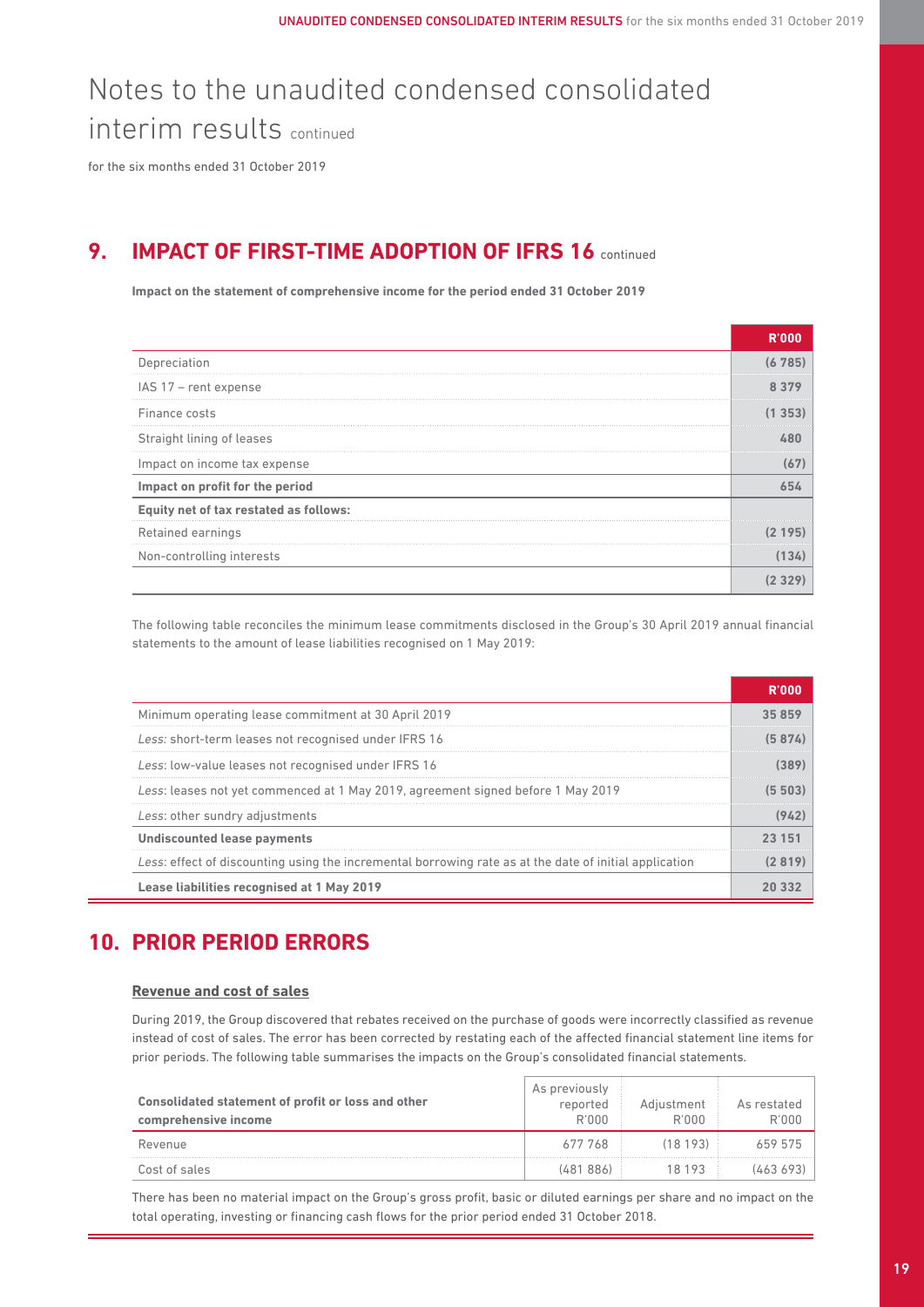# Notes to the unaudited condensed consolidated interim results continued

for the six months ended 31 October 2019

## 9. IMPACT OF FIRST-TIME ADOPTION OF IFRS 16 continued

**Impact on the statement of comprehensive income for the period ended 31 October 2019**

| | R'000 |
|---|---|
| Depreciation | (6 785) |
| IAS 17 – rent expense | 8 379 |
| Finance costs | (1 353) |
| Straight lining of leases | 480 |
| Impact on income tax expense | (67) |
| **Impact on profit for the period** | **654** |
| **Equity net of tax restated as follows:** | |
| Retained earnings | (2 195) |
| Non-controlling interests | (134) |
| | (2 329) |

The following table reconciles the minimum lease commitments disclosed in the Group's 30 April 2019 annual financial statements to the amount of lease liabilities recognised on 1 May 2019:

| | R'000 |
|---|---|
| Minimum operating lease commitment at 30 April 2019 | 35 859 |
| *Less:* short-term leases not recognised under IFRS 16 | (5 874) |
| *Less*: low-value leases not recognised under IFRS 16 | (389) |
| *Less*: leases not yet commenced at 1 May 2019, agreement signed before 1 May 2019 | (5 503) |
| *Less*: other sundry adjustments | (942) |
| **Undiscounted lease payments** | **23 151** |
| *Less*: effect of discounting using the incremental borrowing rate as at the date of initial application | (2 819) |
| **Lease liabilities recognised at 1 May 2019** | **20 332** |

## 10. PRIOR PERIOD ERRORS

### Revenue and cost of sales

During 2019, the Group discovered that rebates received on the purchase of goods were incorrectly classified as revenue instead of cost of sales. The error has been corrected by restating each of the affected financial statement line items for prior periods. The following table summarises the impacts on the Group's consolidated financial statements.

| Consolidated statement of profit or loss and other comprehensive income | As previously reported R'000 | Adjustment R'000 | As restated R'000 |
|---|---|---|---|
| Revenue | 677 768 | (18 193) | 659 575 |
| Cost of sales | (481 886) | 18 193 | (463 693) |

There has been no material impact on the Group's gross profit, basic or diluted earnings per share and no impact on the total operating, investing or financing cash flows for the prior period ended 31 October 2018.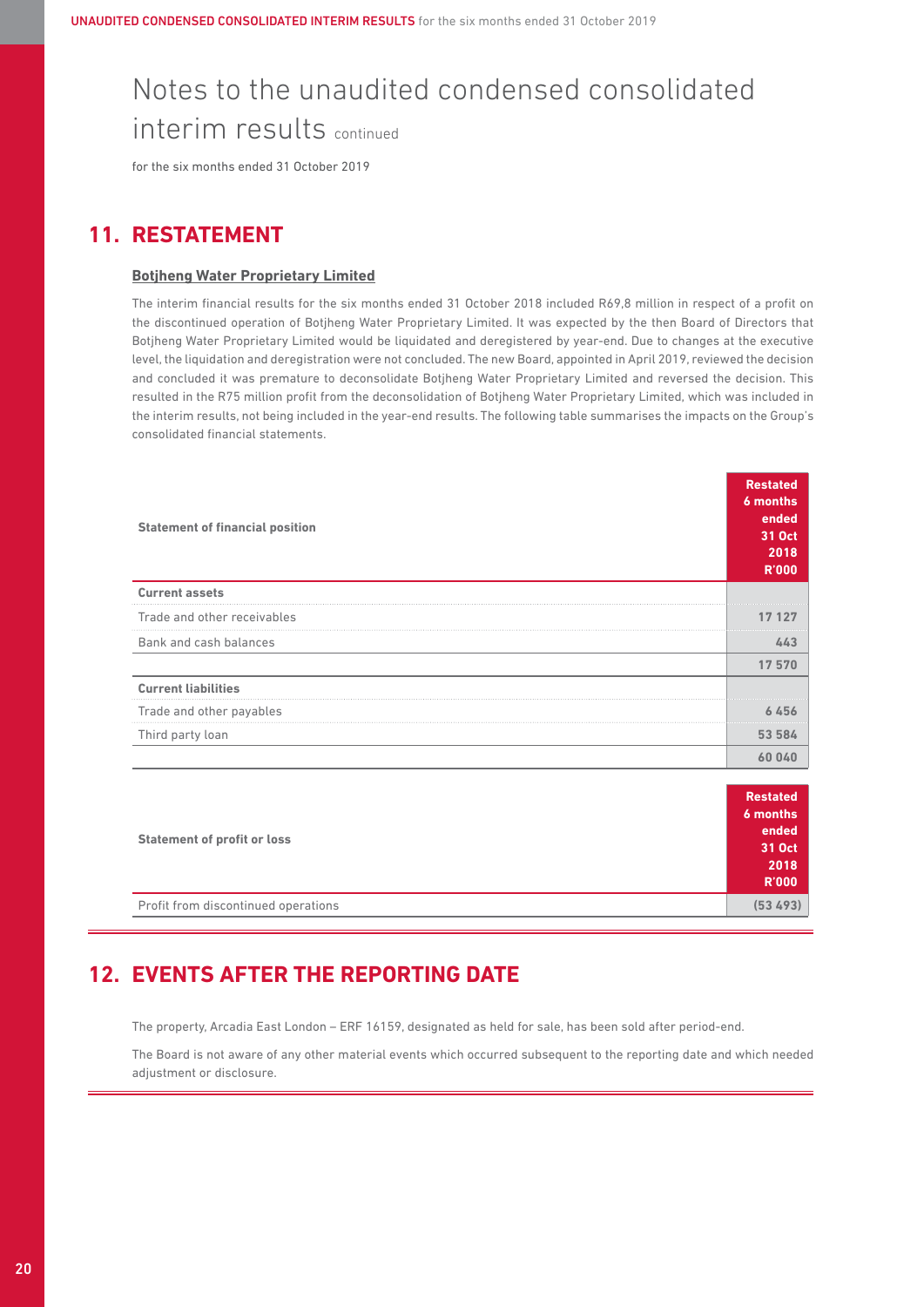# Notes to the unaudited condensed consolidated interim results continued

for the six months ended 31 October 2019

## 11. RESTATEMENT

### Botjheng Water Proprietary Limited

The interim financial results for the six months ended 31 October 2018 included R69,8 million in respect of a profit on the discontinued operation of Botjheng Water Proprietary Limited. It was expected by the then Board of Directors that Botjheng Water Proprietary Limited would be liquidated and deregistered by year-end. Due to changes at the executive level, the liquidation and deregistration were not concluded. The new Board, appointed in April 2019, reviewed the decision and concluded it was premature to deconsolidate Botjheng Water Proprietary Limited and reversed the decision. This resulted in the R75 million profit from the deconsolidation of Botjheng Water Proprietary Limited, which was included in the interim results, not being included in the year-end results. The following table summarises the impacts on the Group's consolidated financial statements.

| Statement of financial position | Restated 6 months ended 31 Oct 2018 R'000 |
|---|---|
| **Current assets** | |
| Trade and other receivables | 17 127 |
| Bank and cash balances | 443 |
| | 17 570 |
| **Current liabilities** | |
| Trade and other payables | 6 456 |
| Third party loan | 53 584 |
| | 60 040 |

| Statement of profit or loss | Restated 6 months ended 31 Oct 2018 R'000 |
|---|---|
| Profit from discontinued operations | (53 493) |

## 12. EVENTS AFTER THE REPORTING DATE

The property, Arcadia East London – ERF 16159, designated as held for sale, has been sold after period-end.

The Board is not aware of any other material events which occurred subsequent to the reporting date and which needed adjustment or disclosure.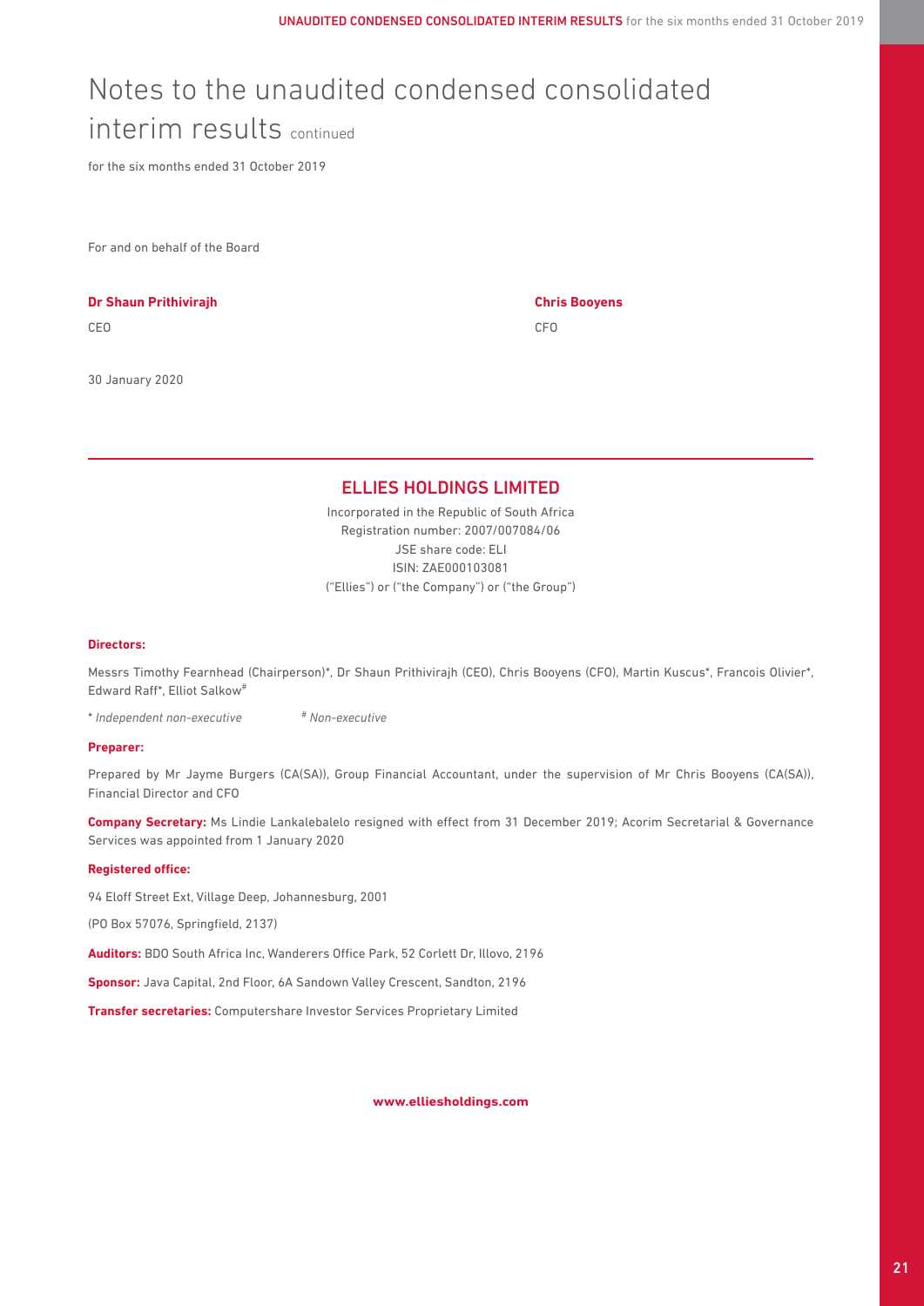# Notes to the unaudited condensed consolidated interim results continued

for the six months ended 31 October 2019

For and on behalf of the Board

**Dr Shaun Prithivirajh**
CEO

**Chris Booyens**
CFO

30 January 2020

## ELLIES HOLDINGS LIMITED

Incorporated in the Republic of South Africa
Registration number: 2007/007084/06
JSE share code: ELI
ISIN: ZAE000103081
("Ellies") or ("the Company") or ("the Group")

**Directors:**

Messrs Timothy Fearnhead (Chairperson)*, Dr Shaun Prithivirajh (CEO), Chris Booyens (CFO), Martin Kuscus*, Francois Olivier*, Edward Raff*, Elliot Salkow#

\* *Independent non-executive* # *Non-executive*

**Preparer:**

Prepared by Mr Jayme Burgers (CA(SA)), Group Financial Accountant, under the supervision of Mr Chris Booyens (CA(SA)), Financial Director and CFO

**Company Secretary:** Ms Lindie Lankalebalelo resigned with effect from 31 December 2019; Acorim Secretarial & Governance Services was appointed from 1 January 2020

**Registered office:**

94 Eloff Street Ext, Village Deep, Johannesburg, 2001

(PO Box 57076, Springfield, 2137)

**Auditors:** BDO South Africa Inc, Wanderers Office Park, 52 Corlett Dr, Illovo, 2196

**Sponsor:** Java Capital, 2nd Floor, 6A Sandown Valley Crescent, Sandton, 2196

**Transfer secretaries:** Computershare Investor Services Proprietary Limited

**www.elliesholdings.com**